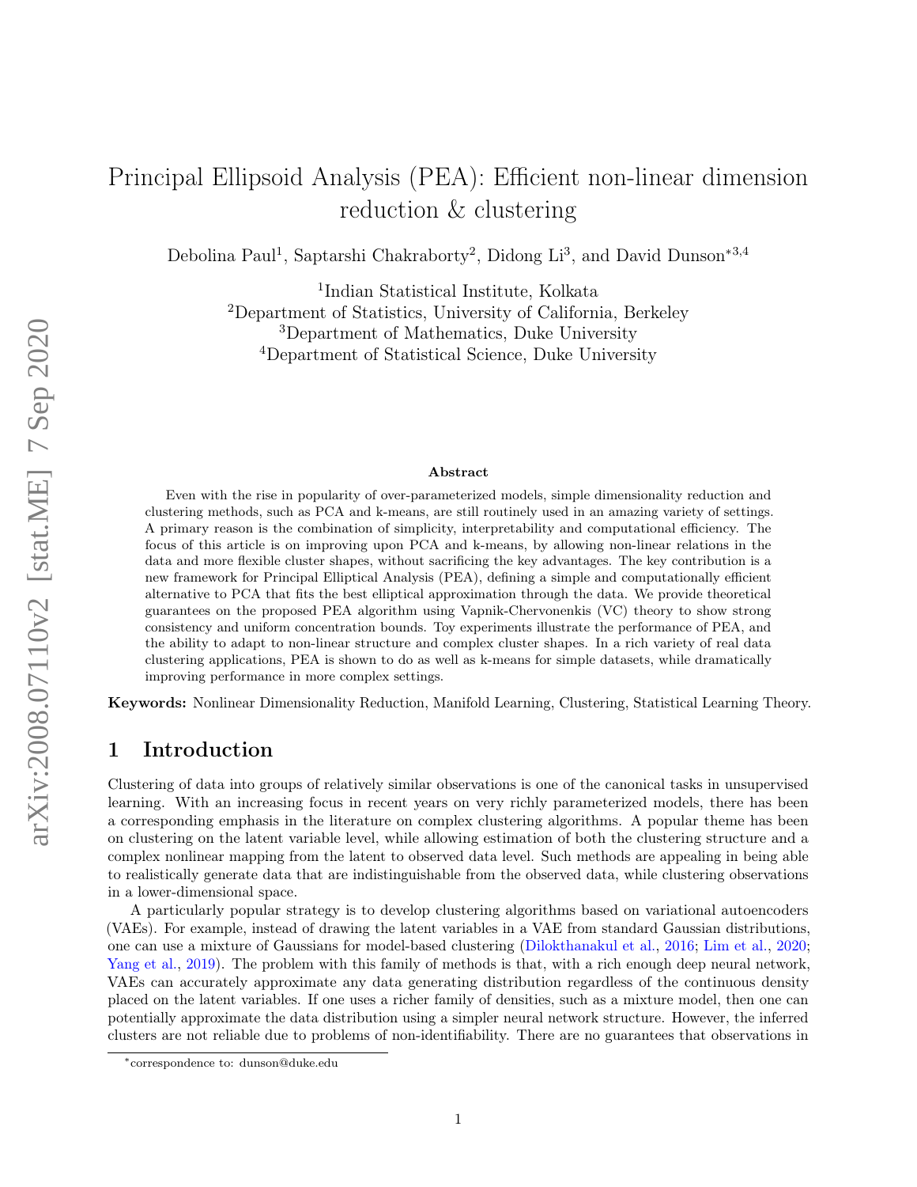# Principal Ellipsoid Analysis (PEA): Efficient non-linear dimension reduction & clustering

Debolina Paul[1], Saptarshi Chakraborty[2], Didong Li[3], and David Dunson[*3,4]

[1]Indian Statistical Institute, Kolkata
[2]Department of Statistics, University of California, Berkeley
[3]Department of Mathematics, Duke University
[4]Department of Statistical Science, Duke University

### Abstract

Even with the rise in popularity of over-parameterized models, simple dimensionality reduction and clustering methods, such as PCA and k-means, are still routinely used in an amazing variety of settings. A primary reason is the combination of simplicity, interpretability and computational efficiency. The focus of this article is on improving upon PCA and k-means, by allowing non-linear relations in the data and more flexible cluster shapes, without sacrificing the key advantages. The key contribution is a new framework for Principal Elliptical Analysis (PEA), defining a simple and computationally efficient alternative to PCA that fits the best elliptical approximation through the data. We provide theoretical guarantees on the proposed PEA algorithm using Vapnik-Chervonenkis (VC) theory to show strong consistency and uniform concentration bounds. Toy experiments illustrate the performance of PEA, and the ability to adapt to non-linear structure and complex cluster shapes. In a rich variety of real data clustering applications, PEA is shown to do as well as k-means for simple datasets, while dramatically improving performance in more complex settings.

**Keywords:** Nonlinear Dimensionality Reduction, Manifold Learning, Clustering, Statistical Learning Theory.

## 1 Introduction

Clustering of data into groups of relatively similar observations is one of the canonical tasks in unsupervised learning. With an increasing focus in recent years on very richly parameterized models, there has been a corresponding emphasis in the literature on complex clustering algorithms. A popular theme has been on clustering on the latent variable level, while allowing estimation of both the clustering structure and a complex nonlinear mapping from the latent to observed data level. Such methods are appealing in being able to realistically generate data that are indistinguishable from the observed data, while clustering observations in a lower-dimensional space.

A particularly popular strategy is to develop clustering algorithms based on variational autoencoders (VAEs). For example, instead of drawing the latent variables in a VAE from standard Gaussian distributions, one can use a mixture of Gaussians for model-based clustering (Dilokthanakul et al., 2016; Lim et al., 2020; Yang et al., 2019). The problem with this family of methods is that, with a rich enough deep neural network, VAEs can accurately approximate any data generating distribution regardless of the continuous density placed on the latent variables. If one uses a richer family of densities, such as a mixture model, then one can potentially approximate the data distribution using a simpler neural network structure. However, the inferred clusters are not reliable due to problems of non-identifiability. There are no guarantees that observations in

*correspondence to: dunson@duke.edu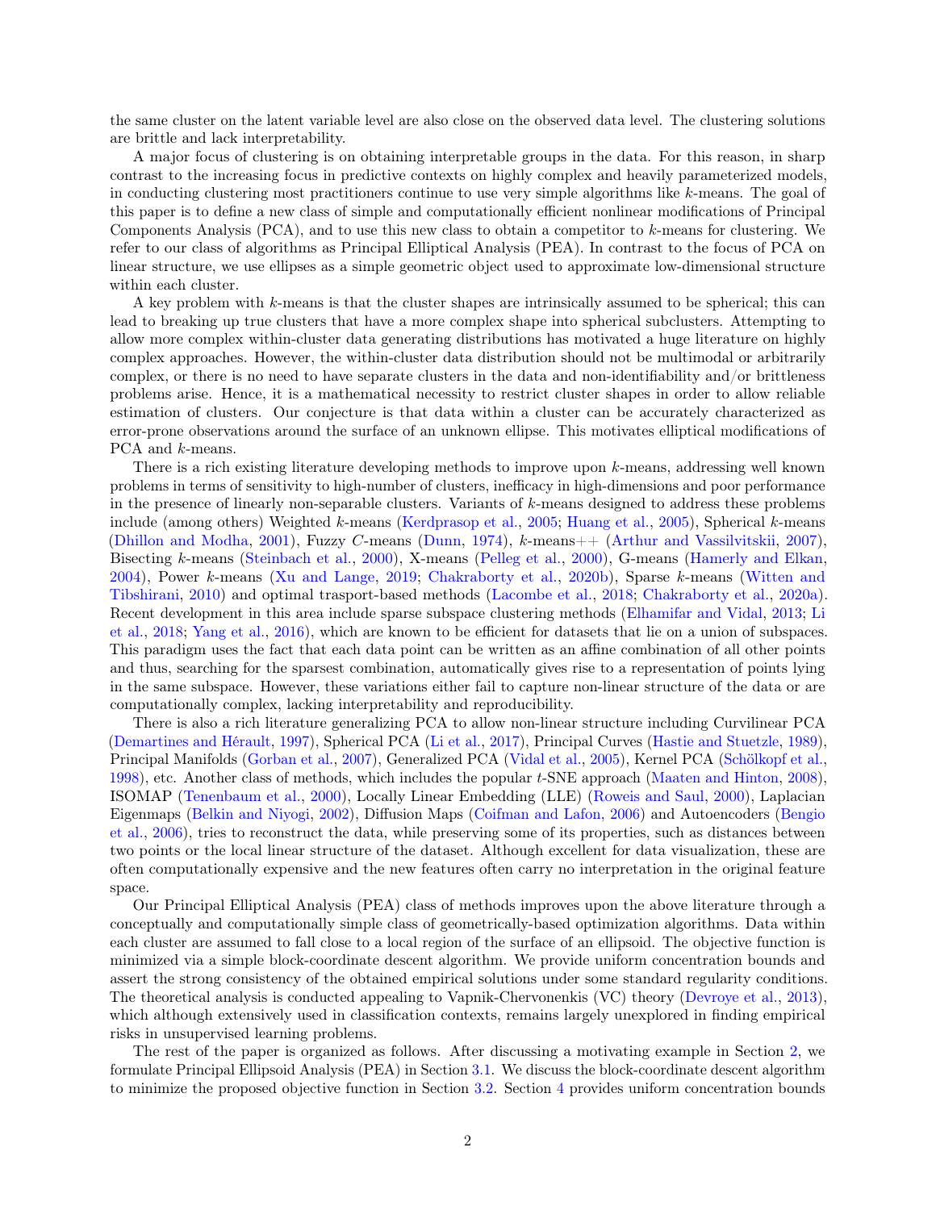the same cluster on the latent variable level are also close on the observed data level. The clustering solutions are brittle and lack interpretability.

A major focus of clustering is on obtaining interpretable groups in the data. For this reason, in sharp contrast to the increasing focus in predictive contexts on highly complex and heavily parameterized models, in conducting clustering most practitioners continue to use very simple algorithms like $k$-means. The goal of this paper is to define a new class of simple and computationally efficient nonlinear modifications of Principal Components Analysis (PCA), and to use this new class to obtain a competitor to $k$-means for clustering. We refer to our class of algorithms as Principal Elliptical Analysis (PEA). In contrast to the focus of PCA on linear structure, we use ellipses as a simple geometric object used to approximate low-dimensional structure within each cluster.

A key problem with $k$-means is that the cluster shapes are intrinsically assumed to be spherical; this can lead to breaking up true clusters that have a more complex shape into spherical subclusters. Attempting to allow more complex within-cluster data generating distributions has motivated a huge literature on highly complex approaches. However, the within-cluster data distribution should not be multimodal or arbitrarily complex, or there is no need to have separate clusters in the data and non-identifiability and/or brittleness problems arise. Hence, it is a mathematical necessity to restrict cluster shapes in order to allow reliable estimation of clusters. Our conjecture is that data within a cluster can be accurately characterized as error-prone observations around the surface of an unknown ellipse. This motivates elliptical modifications of PCA and $k$-means.

There is a rich existing literature developing methods to improve upon $k$-means, addressing well known problems in terms of sensitivity to high-number of clusters, inefficacy in high-dimensions and poor performance in the presence of linearly non-separable clusters. Variants of $k$-means designed to address these problems include (among others) Weighted $k$-means (Kerdprasop et al., 2005; Huang et al., 2005), Spherical $k$-means (Dhillon and Modha, 2001), Fuzzy $C$-means (Dunn, 1974), $k$-means++ (Arthur and Vassilvitskii, 2007), Bisecting $k$-means (Steinbach et al., 2000), X-means (Pelleg et al., 2000), G-means (Hamerly and Elkan, 2004), Power $k$-means (Xu and Lange, 2019; Chakraborty et al., 2020b), Sparse $k$-means (Witten and Tibshirani, 2010) and optimal trasport-based methods (Lacombe et al., 2018; Chakraborty et al., 2020a). Recent development in this area include sparse subspace clustering methods (Elhamifar and Vidal, 2013; Li et al., 2018; Yang et al., 2016), which are known to be efficient for datasets that lie on a union of subspaces. This paradigm uses the fact that each data point can be written as an affine combination of all other points and thus, searching for the sparsest combination, automatically gives rise to a representation of points lying in the same subspace. However, these variations either fail to capture non-linear structure of the data or are computationally complex, lacking interpretability and reproducibility.

There is also a rich literature generalizing PCA to allow non-linear structure including Curvilinear PCA (Demartines and Hérault, 1997), Spherical PCA (Li et al., 2017), Principal Curves (Hastie and Stuetzle, 1989), Principal Manifolds (Gorban et al., 2007), Generalized PCA (Vidal et al., 2005), Kernel PCA (Schölkopf et al., 1998), etc. Another class of methods, which includes the popular $t$-SNE approach (Maaten and Hinton, 2008), ISOMAP (Tenenbaum et al., 2000), Locally Linear Embedding (LLE) (Roweis and Saul, 2000), Laplacian Eigenmaps (Belkin and Niyogi, 2002), Diffusion Maps (Coifman and Lafon, 2006) and Autoencoders (Bengio et al., 2006), tries to reconstruct the data, while preserving some of its properties, such as distances between two points or the local linear structure of the dataset. Although excellent for data visualization, these are often computationally expensive and the new features often carry no interpretation in the original feature space.

Our Principal Elliptical Analysis (PEA) class of methods improves upon the above literature through a conceptually and computationally simple class of geometrically-based optimization algorithms. Data within each cluster are assumed to fall close to a local region of the surface of an ellipsoid. The objective function is minimized via a simple block-coordinate descent algorithm. We provide uniform concentration bounds and assert the strong consistency of the obtained empirical solutions under some standard regularity conditions. The theoretical analysis is conducted appealing to Vapnik-Chervonenkis (VC) theory (Devroye et al., 2013), which although extensively used in classification contexts, remains largely unexplored in finding empirical risks in unsupervised learning problems.

The rest of the paper is organized as follows. After discussing a motivating example in Section 2, we formulate Principal Ellipsoid Analysis (PEA) in Section 3.1. We discuss the block-coordinate descent algorithm to minimize the proposed objective function in Section 3.2. Section 4 provides uniform concentration bounds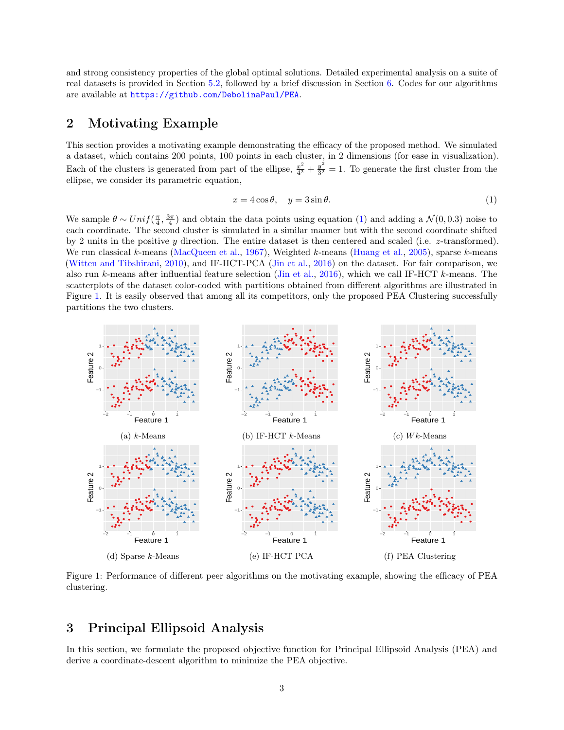and strong consistency properties of the global optimal solutions. Detailed experimental analysis on a suite of real datasets is provided in Section 5.2, followed by a brief discussion in Section 6. Codes for our algorithms are available at https://github.com/DebolinaPaul/PEA.

## 2 Motivating Example

This section provides a motivating example demonstrating the efficacy of the proposed method. We simulated a dataset, which contains 200 points, 100 points in each cluster, in 2 dimensions (for ease in visualization). Each of the clusters is generated from part of the ellipse, $\frac{x^2}{4^2} + \frac{y^2}{3^2} = 1$. To generate the first cluster from the ellipse, we consider its parametric equation,

$$x = 4\cos\theta, \quad y = 3\sin\theta. \tag{1}$$

We sample $\theta \sim Unif(\frac{\pi}{4}, \frac{3\pi}{4})$ and obtain the data points using equation (1) and adding a $\mathcal{N}(0, 0.3)$ noise to each coordinate. The second cluster is simulated in a similar manner but with the second coordinate shifted by 2 units in the positive $y$ direction. The entire dataset is then centered and scaled (i.e. $z$-transformed). We run classical $k$-means (MacQueen et al., 1967), Weighted $k$-means (Huang et al., 2005), sparse $k$-means (Witten and Tibshirani, 2010), and IF-HCT-PCA (Jin et al., 2016) on the dataset. For fair comparison, we also run $k$-means after influential feature selection (Jin et al., 2016), which we call IF-HCT $k$-means. The scatterplots of the dataset color-coded with partitions obtained from different algorithms are illustrated in Figure 1. It is easily observed that among all its competitors, only the proposed PEA Clustering successfully partitions the two clusters.

(a) $k$-Means

(b) IF-HCT $k$-Means

(c) $Wk$-Means

(d) Sparse $k$-Means

(e) IF-HCT PCA

(f) PEA Clustering

Figure 1: Performance of different peer algorithms on the motivating example, showing the efficacy of PEA clustering.

## 3 Principal Ellipsoid Analysis

In this section, we formulate the proposed objective function for Principal Ellipsoid Analysis (PEA) and derive a coordinate-descent algorithm to minimize the PEA objective.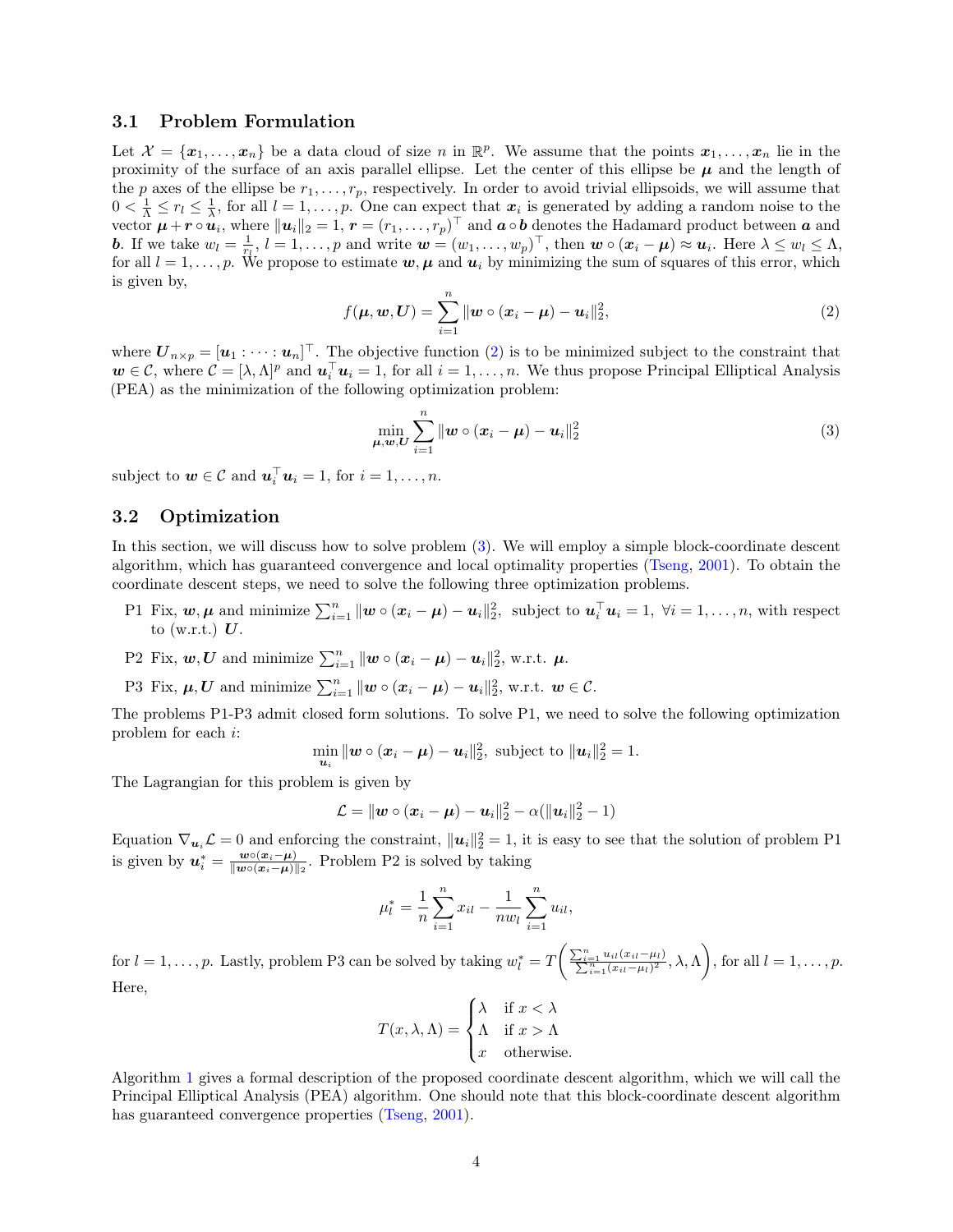### 3.1 Problem Formulation

Let $\mathcal{X} = \{\boldsymbol{x}_1, \ldots, \boldsymbol{x}_n\}$ be a data cloud of size $n$ in $\mathbb{R}^p$. We assume that the points $\boldsymbol{x}_1, \ldots, \boldsymbol{x}_n$ lie in the proximity of the surface of an axis parallel ellipse. Let the center of this ellipse be $\boldsymbol{\mu}$ and the length of the $p$ axes of the ellipse be $r_1, \ldots, r_p$, respectively. In order to avoid trivial ellipsoids, we will assume that $0 < \frac{1}{\Lambda} \leq r_l \leq \frac{1}{\lambda}$, for all $l = 1, \ldots, p$. One can expect that $\boldsymbol{x}_i$ is generated by adding a random noise to the vector $\boldsymbol{\mu} + \boldsymbol{r} \circ \boldsymbol{u}_i$, where $\|\boldsymbol{u}_i\|_2 = 1$, $\boldsymbol{r} = (r_1, \ldots, r_p)^\top$ and $\boldsymbol{a} \circ \boldsymbol{b}$ denotes the Hadamard product between $\boldsymbol{a}$ and $\boldsymbol{b}$. If we take $w_l = \frac{1}{r_l}$, $l = 1, \ldots, p$ and write $\boldsymbol{w} = (w_1, \ldots, w_p)^\top$, then $\boldsymbol{w} \circ (\boldsymbol{x}_i - \boldsymbol{\mu}) \approx \boldsymbol{u}_i$. Here $\lambda \leq w_l \leq \Lambda$, for all $l = 1, \ldots, p$. We propose to estimate $\boldsymbol{w}, \boldsymbol{\mu}$ and $\boldsymbol{u}_i$ by minimizing the sum of squares of this error, which is given by,

$$f(\boldsymbol{\mu}, \boldsymbol{w}, \boldsymbol{U}) = \sum_{i=1}^{n} \|\boldsymbol{w} \circ (\boldsymbol{x}_i - \boldsymbol{\mu}) - \boldsymbol{u}_i\|_2^2, \tag{2}$$

where $\boldsymbol{U}_{n \times p} = [\boldsymbol{u}_1 : \cdots : \boldsymbol{u}_n]^\top$. The objective function (2) is to be minimized subject to the constraint that $\boldsymbol{w} \in \mathcal{C}$, where $\mathcal{C} = [\lambda, \Lambda]^p$ and $\boldsymbol{u}_i^\top \boldsymbol{u}_i = 1$, for all $i = 1, \ldots, n$. We thus propose Principal Elliptical Analysis (PEA) as the minimization of the following optimization problem:

$$\min_{\boldsymbol{\mu}, \boldsymbol{w}, \boldsymbol{U}} \sum_{i=1}^{n} \|\boldsymbol{w} \circ (\boldsymbol{x}_i - \boldsymbol{\mu}) - \boldsymbol{u}_i\|_2^2 \tag{3}$$

subject to $\boldsymbol{w} \in \mathcal{C}$ and $\boldsymbol{u}_i^\top \boldsymbol{u}_i = 1$, for $i = 1, \ldots, n$.

### 3.2 Optimization

In this section, we will discuss how to solve problem (3). We will employ a simple block-coordinate descent algorithm, which has guaranteed convergence and local optimality properties (Tseng, 2001). To obtain the coordinate descent steps, we need to solve the following three optimization problems.

- P1 Fix, $\boldsymbol{w}, \boldsymbol{\mu}$ and minimize $\sum_{i=1}^{n} \|\boldsymbol{w} \circ (\boldsymbol{x}_i - \boldsymbol{\mu}) - \boldsymbol{u}_i\|_2^2$, subject to $\boldsymbol{u}_i^\top \boldsymbol{u}_i = 1$, $\forall i = 1, \ldots, n$, with respect to (w.r.t.) $\boldsymbol{U}$.
- P2 Fix, $\boldsymbol{w}, \boldsymbol{U}$ and minimize $\sum_{i=1}^{n} \|\boldsymbol{w} \circ (\boldsymbol{x}_i - \boldsymbol{\mu}) - \boldsymbol{u}_i\|_2^2$, w.r.t. $\boldsymbol{\mu}$.
- P3 Fix, $\boldsymbol{\mu}, \boldsymbol{U}$ and minimize $\sum_{i=1}^{n} \|\boldsymbol{w} \circ (\boldsymbol{x}_i - \boldsymbol{\mu}) - \boldsymbol{u}_i\|_2^2$, w.r.t. $\boldsymbol{w} \in \mathcal{C}$.

The problems P1-P3 admit closed form solutions. To solve P1, we need to solve the following optimization problem for each $i$:

$$\min_{\boldsymbol{u}_i} \|\boldsymbol{w} \circ (\boldsymbol{x}_i - \boldsymbol{\mu}) - \boldsymbol{u}_i\|_2^2, \text{ subject to } \|\boldsymbol{u}_i\|_2^2 = 1.$$

The Lagrangian for this problem is given by

$$\mathcal{L} = \|\boldsymbol{w} \circ (\boldsymbol{x}_i - \boldsymbol{\mu}) - \boldsymbol{u}_i\|_2^2 - \alpha(\|\boldsymbol{u}_i\|_2^2 - 1)$$

Equation $\nabla_{\boldsymbol{u}_i} \mathcal{L} = 0$ and enforcing the constraint, $\|\boldsymbol{u}_i\|_2^2 = 1$, it is easy to see that the solution of problem P1 is given by $\boldsymbol{u}_i^* = \frac{\boldsymbol{w} \circ (\boldsymbol{x}_i - \boldsymbol{\mu})}{\|\boldsymbol{w} \circ (\boldsymbol{x}_i - \boldsymbol{\mu})\|_2}$. Problem P2 is solved by taking

$$\mu_l^* = \frac{1}{n} \sum_{i=1}^{n} x_{il} - \frac{1}{n w_l} \sum_{i=1}^{n} u_{il},$$

for $l = 1, \ldots, p$. Lastly, problem P3 can be solved by taking $w_l^* = T\left(\frac{\sum_{i=1}^{n} u_{il}(x_{il} - \mu_l)}{\sum_{i=1}^{n} (x_{il} - \mu_l)^2}, \lambda, \Lambda\right)$, for all $l = 1, \ldots, p$. Here,

$$T(x, \lambda, \Lambda) = \begin{cases} \lambda & \text{if } x < \lambda \\ \Lambda & \text{if } x > \Lambda \\ x & \text{otherwise.} \end{cases}$$

Algorithm 1 gives a formal description of the proposed coordinate descent algorithm, which we will call the Principal Elliptical Analysis (PEA) algorithm. One should note that this block-coordinate descent algorithm has guaranteed convergence properties (Tseng, 2001).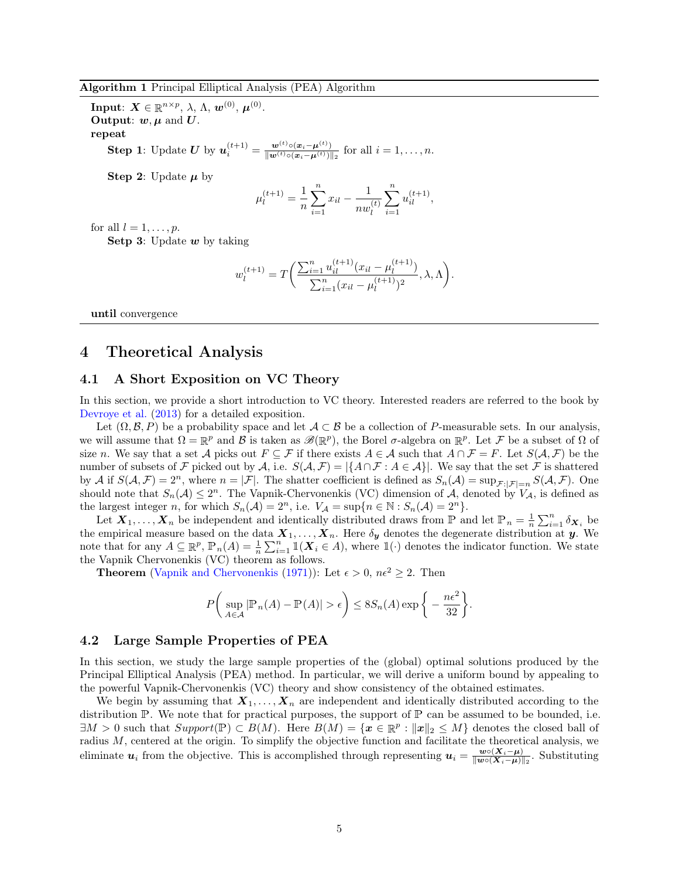**Algorithm 1** Principal Elliptical Analysis (PEA) Algorithm

**Input**: $\boldsymbol{X} \in \mathbb{R}^{n \times p}$, $\lambda$, $\Lambda$, $\boldsymbol{w}^{(0)}$, $\boldsymbol{\mu}^{(0)}$.
**Output**: $\boldsymbol{w}, \boldsymbol{\mu}$ and $\boldsymbol{U}$.
**repeat**

**Step 1**: Update $\boldsymbol{U}$ by $\boldsymbol{u}_i^{(t+1)} = \frac{\boldsymbol{w}^{(t)} \circ (\boldsymbol{x}_i - \boldsymbol{\mu}^{(t)})}{\|\boldsymbol{w}^{(t)} \circ (\boldsymbol{x}_i - \boldsymbol{\mu}^{(t)})\|_2}$ for all $i = 1, \dots, n$.

**Step 2**: Update $\boldsymbol{\mu}$ by

$$\mu_l^{(t+1)} = \frac{1}{n} \sum_{i=1}^n x_{il} - \frac{1}{n w_l^{(t)}} \sum_{i=1}^n u_{il}^{(t+1)},$$

for all $l = 1, \dots, p$.

**Setp 3**: Update $\boldsymbol{w}$ by taking

$$w_l^{(t+1)} = T\bigg( \frac{\sum_{i=1}^n u_{il}^{(t+1)} (x_{il} - \mu_l^{(t+1)})}{\sum_{i=1}^n (x_{il} - \mu_l^{(t+1)})^2}, \lambda, \Lambda \bigg).$$

**until** convergence

# 4 Theoretical Analysis

## 4.1 A Short Exposition on VC Theory

In this section, we provide a short introduction to VC theory. Interested readers are referred to the book by Devroye et al. (2013) for a detailed exposition.

Let $(\Omega, \mathcal{B}, P)$ be a probability space and let $\mathcal{A} \subset \mathcal{B}$ be a collection of $P$-measurable sets. In our analysis, we will assume that $\Omega = \mathbb{R}^p$ and $\mathcal{B}$ is taken as $\mathscr{B}(\mathbb{R}^p)$, the Borel $\sigma$-algebra on $\mathbb{R}^p$. Let $\mathcal{F}$ be a subset of $\Omega$ of size $n$. We say that a set $\mathcal{A}$ picks out $F \subseteq \mathcal{F}$ if there exists $A \in \mathcal{A}$ such that $A \cap \mathcal{F} = F$. Let $S(\mathcal{A}, \mathcal{F})$ be the number of subsets of $\mathcal{F}$ picked out by $\mathcal{A}$, i.e. $S(\mathcal{A}, \mathcal{F}) = |\{A \cap \mathcal{F} : A \in \mathcal{A}\}|$. We say that the set $\mathcal{F}$ is shattered by $\mathcal{A}$ if $S(\mathcal{A}, \mathcal{F}) = 2^n$, where $n = |\mathcal{F}|$. The shatter coefficient is defined as $S_n(\mathcal{A}) = \sup_{\mathcal{F}: |\mathcal{F}| = n} S(\mathcal{A}, \mathcal{F})$. One should note that $S_n(\mathcal{A}) \le 2^n$. The Vapnik-Chervonenkis (VC) dimension of $\mathcal{A}$, denoted by $V_{\mathcal{A}}$, is defined as the largest integer $n$, for which $S_n(\mathcal{A}) = 2^n$, i.e. $V_{\mathcal{A}} = \sup\{n \in \mathbb{N} : S_n(\mathcal{A}) = 2^n\}$.

Let $\boldsymbol{X}_1, \dots, \boldsymbol{X}_n$ be independent and identically distributed draws from $\mathbb{P}$ and let $\mathbb{P}_n = \frac{1}{n} \sum_{i=1}^n \delta_{\boldsymbol{X}_i}$ be the empirical measure based on the data $\boldsymbol{X}_1, \dots, \boldsymbol{X}_n$. Here $\delta_{\boldsymbol{y}}$ denotes the degenerate distribution at $\boldsymbol{y}$. We note that for any $A \subseteq \mathbb{R}^p$, $\mathbb{P}_n(A) = \frac{1}{n} \sum_{i=1}^n \mathbb{1}(\boldsymbol{X}_i \in A)$, where $\mathbb{1}(\cdot)$ denotes the indicator function. We state the Vapnik Chervonenkis (VC) theorem as follows.

**Theorem** (Vapnik and Chervonenkis (1971)): Let $\epsilon > 0$, $n\epsilon^2 \ge 2$. Then

$$P\bigg( \sup_{A \in \mathcal{A}} |\mathbb{P}_n(A) - \mathbb{P}(A)| > \epsilon \bigg) \le 8 S_n(A) \exp\bigg\{ -\frac{n\epsilon^2}{32} \bigg\}.$$

## 4.2 Large Sample Properties of PEA

In this section, we study the large sample properties of the (global) optimal solutions produced by the Principal Elliptical Analysis (PEA) method. In particular, we will derive a uniform bound by appealing to the powerful Vapnik-Chervonenkis (VC) theory and show consistency of the obtained estimates.

We begin by assuming that $\boldsymbol{X}_1, \dots, \boldsymbol{X}_n$ are independent and identically distributed according to the distribution $\mathbb{P}$. We note that for practical purposes, the support of $\mathbb{P}$ can be assumed to be bounded, i.e. $\exists M > 0$ such that $Support(\mathbb{P}) \subset B(M)$. Here $B(M) = \{\boldsymbol{x} \in \mathbb{R}^p : \|\boldsymbol{x}\|_2 \le M\}$ denotes the closed ball of radius $M$, centered at the origin. To simplify the objective function and facilitate the theoretical analysis, we eliminate $\boldsymbol{u}_i$ from the objective. This is accomplished through representing $\boldsymbol{u}_i = \frac{\boldsymbol{w} \circ (\boldsymbol{X}_i - \boldsymbol{\mu})}{\|\boldsymbol{w} \circ (\boldsymbol{X}_i - \boldsymbol{\mu})\|_2}$. Substituting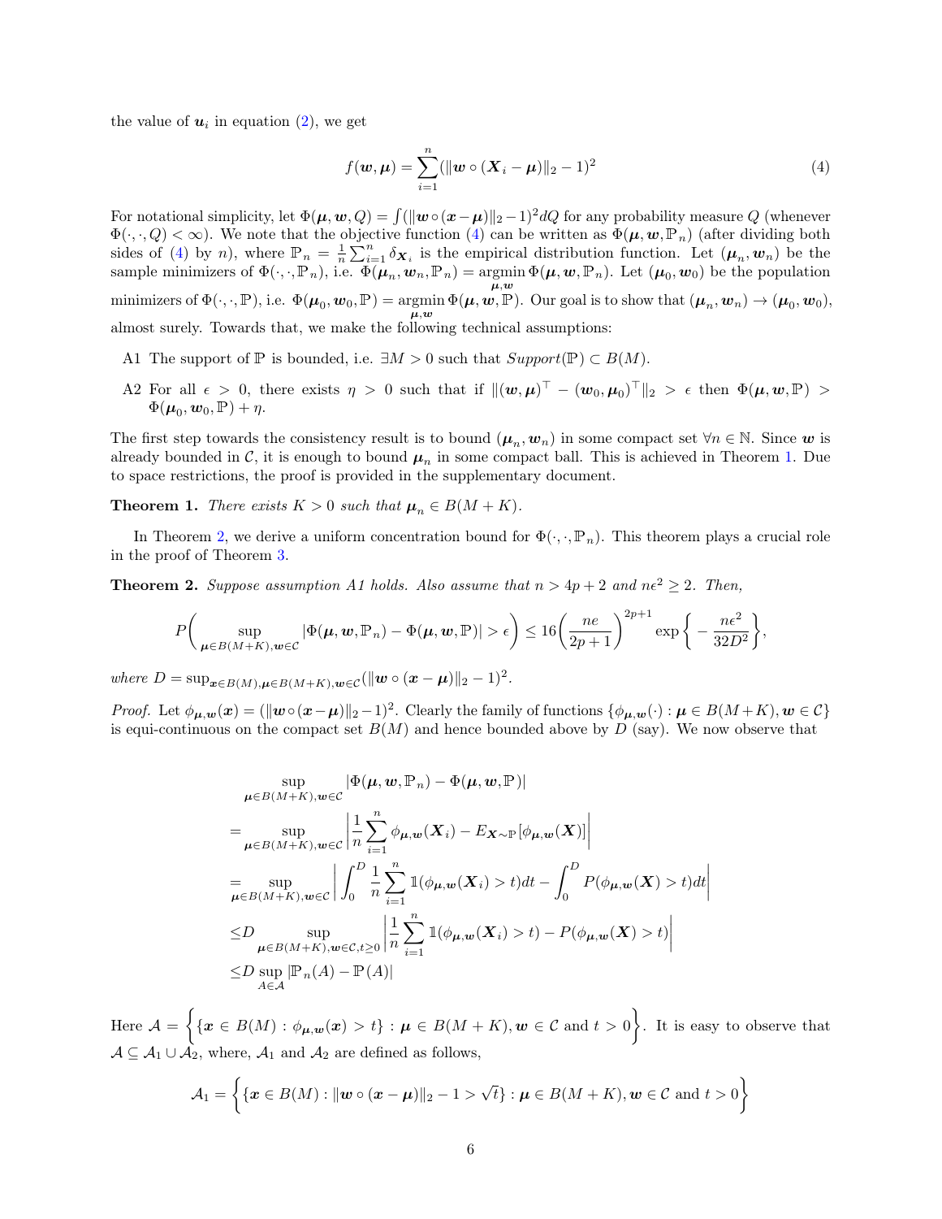the value of $\boldsymbol{u}_i$ in equation (2), we get

$$f(\boldsymbol{w}, \boldsymbol{\mu}) = \sum_{i=1}^{n} (\|\boldsymbol{w} \circ (\boldsymbol{X}_i - \boldsymbol{\mu})\|_2 - 1)^2 \tag{4}$$

For notational simplicity, let $\Phi(\boldsymbol{\mu}, \boldsymbol{w}, Q) = \int (\|\boldsymbol{w} \circ (\boldsymbol{x} - \boldsymbol{\mu})\|_2 - 1)^2 dQ$ for any probability measure $Q$ (whenever $\Phi(\cdot, \cdot, Q) < \infty$). We note that the objective function (4) can be written as $\Phi(\boldsymbol{\mu}, \boldsymbol{w}, \mathbb{P}_n)$ (after dividing both sides of (4) by $n$), where $\mathbb{P}_n = \frac{1}{n}\sum_{i=1}^{n} \delta_{\boldsymbol{X}_i}$ is the empirical distribution function. Let $(\boldsymbol{\mu}_n, \boldsymbol{w}_n)$ be the sample minimizers of $\Phi(\cdot, \cdot, \mathbb{P}_n)$, i.e. $\Phi(\boldsymbol{\mu}_n, \boldsymbol{w}_n, \mathbb{P}_n) = \underset{\boldsymbol{\mu}, \boldsymbol{w}}{\operatorname{argmin}}\, \Phi(\boldsymbol{\mu}, \boldsymbol{w}, \mathbb{P}_n)$. Let $(\boldsymbol{\mu}_0, \boldsymbol{w}_0)$ be the population minimizers of $\Phi(\cdot, \cdot, \mathbb{P})$, i.e. $\Phi(\boldsymbol{\mu}_0, \boldsymbol{w}_0, \mathbb{P}) = \underset{\boldsymbol{\mu}, \boldsymbol{w}}{\operatorname{argmin}}\, \Phi(\boldsymbol{\mu}, \boldsymbol{w}, \mathbb{P})$. Our goal is to show that $(\boldsymbol{\mu}_n, \boldsymbol{w}_n) \to (\boldsymbol{\mu}_0, \boldsymbol{w}_0)$, almost surely. Towards that, we make the following technical assumptions:

- A1 The support of $\mathbb{P}$ is bounded, i.e. $\exists M > 0$ such that $Support(\mathbb{P}) \subset B(M)$.
- A2 For all $\epsilon > 0$, there exists $\eta > 0$ such that if $\|(\boldsymbol{w}, \boldsymbol{\mu})^\top - (\boldsymbol{w}_0, \boldsymbol{\mu}_0)^\top\|_2 > \epsilon$ then $\Phi(\boldsymbol{\mu}, \boldsymbol{w}, \mathbb{P}) > \Phi(\boldsymbol{\mu}_0, \boldsymbol{w}_0, \mathbb{P}) + \eta$.

The first step towards the consistency result is to bound $(\boldsymbol{\mu}_n, \boldsymbol{w}_n)$ in some compact set $\forall n \in \mathbb{N}$. Since $\boldsymbol{w}$ is already bounded in $\mathcal{C}$, it is enough to bound $\boldsymbol{\mu}_n$ in some compact ball. This is achieved in Theorem 1. Due to space restrictions, the proof is provided in the supplementary document.

**Theorem 1.** *There exists $K > 0$ such that $\boldsymbol{\mu}_n \in B(M + K)$.*

In Theorem 2, we derive a uniform concentration bound for $\Phi(\cdot, \cdot, \mathbb{P}_n)$. This theorem plays a crucial role in the proof of Theorem 3.

**Theorem 2.** *Suppose assumption A1 holds. Also assume that $n > 4p + 2$ and $n\epsilon^2 \geq 2$. Then,*

$$P\bigg( \sup_{\boldsymbol{\mu} \in B(M+K), \boldsymbol{w} \in \mathcal{C}} |\Phi(\boldsymbol{\mu}, \boldsymbol{w}, \mathbb{P}_n) - \Phi(\boldsymbol{\mu}, \boldsymbol{w}, \mathbb{P})| > \epsilon \bigg) \leq 16 \bigg( \frac{ne}{2p+1} \bigg)^{2p+1} \exp\bigg\{ -\frac{n\epsilon^2}{32D^2} \bigg\},$$

*where $D = \sup_{\boldsymbol{x} \in B(M), \boldsymbol{\mu} \in B(M+K), \boldsymbol{w} \in \mathcal{C}} (\|\boldsymbol{w} \circ (\boldsymbol{x} - \boldsymbol{\mu})\|_2 - 1)^2$.*

*Proof.* Let $\phi_{\boldsymbol{\mu}, \boldsymbol{w}}(\boldsymbol{x}) = (\|\boldsymbol{w} \circ (\boldsymbol{x} - \boldsymbol{\mu})\|_2 - 1)^2$. Clearly the family of functions $\{\phi_{\boldsymbol{\mu}, \boldsymbol{w}}(\cdot) : \boldsymbol{\mu} \in B(M+K), \boldsymbol{w} \in \mathcal{C}\}$ is equi-continuous on the compact set $B(M)$ and hence bounded above by $D$ (say). We now observe that

$$\begin{aligned}
&\sup_{\boldsymbol{\mu} \in B(M+K), \boldsymbol{w} \in \mathcal{C}} |\Phi(\boldsymbol{\mu}, \boldsymbol{w}, \mathbb{P}_n) - \Phi(\boldsymbol{\mu}, \boldsymbol{w}, \mathbb{P})| \\
=& \sup_{\boldsymbol{\mu} \in B(M+K), \boldsymbol{w} \in \mathcal{C}} \left| \frac{1}{n} \sum_{i=1}^{n} \phi_{\boldsymbol{\mu}, \boldsymbol{w}}(\boldsymbol{X}_i) - E_{\boldsymbol{X} \sim \mathbb{P}}[\phi_{\boldsymbol{\mu}, \boldsymbol{w}}(\boldsymbol{X})] \right| \\
=& \sup_{\boldsymbol{\mu} \in B(M+K), \boldsymbol{w} \in \mathcal{C}} \left| \int_0^D \frac{1}{n} \sum_{i=1}^{n} \mathbb{1}(\phi_{\boldsymbol{\mu}, \boldsymbol{w}}(\boldsymbol{X}_i) > t) dt - \int_0^D P(\phi_{\boldsymbol{\mu}, \boldsymbol{w}}(\boldsymbol{X}) > t) dt \right| \\
\leq& D \sup_{\boldsymbol{\mu} \in B(M+K), \boldsymbol{w} \in \mathcal{C}, t \geq 0} \left| \frac{1}{n} \sum_{i=1}^{n} \mathbb{1}(\phi_{\boldsymbol{\mu}, \boldsymbol{w}}(\boldsymbol{X}_i) > t) - P(\phi_{\boldsymbol{\mu}, \boldsymbol{w}}(\boldsymbol{X}) > t) \right| \\
\leq& D \sup_{A \in \mathcal{A}} |\mathbb{P}_n(A) - \mathbb{P}(A)|
\end{aligned}$$

Here $\mathcal{A} = \bigg\{ \{\boldsymbol{x} \in B(M) : \phi_{\boldsymbol{\mu}, \boldsymbol{w}}(\boldsymbol{x}) > t\} : \boldsymbol{\mu} \in B(M+K), \boldsymbol{w} \in \mathcal{C} \text{ and } t > 0 \bigg\}$. It is easy to observe that $\mathcal{A} \subseteq \mathcal{A}_1 \cup \mathcal{A}_2$, where, $\mathcal{A}_1$ and $\mathcal{A}_2$ are defined as follows,

$$\mathcal{A}_1 = \bigg\{ \{\boldsymbol{x} \in B(M) : \|\boldsymbol{w} \circ (\boldsymbol{x} - \boldsymbol{\mu})\|_2 - 1 > \sqrt{t}\} : \boldsymbol{\mu} \in B(M+K), \boldsymbol{w} \in \mathcal{C} \text{ and } t > 0 \bigg\}$$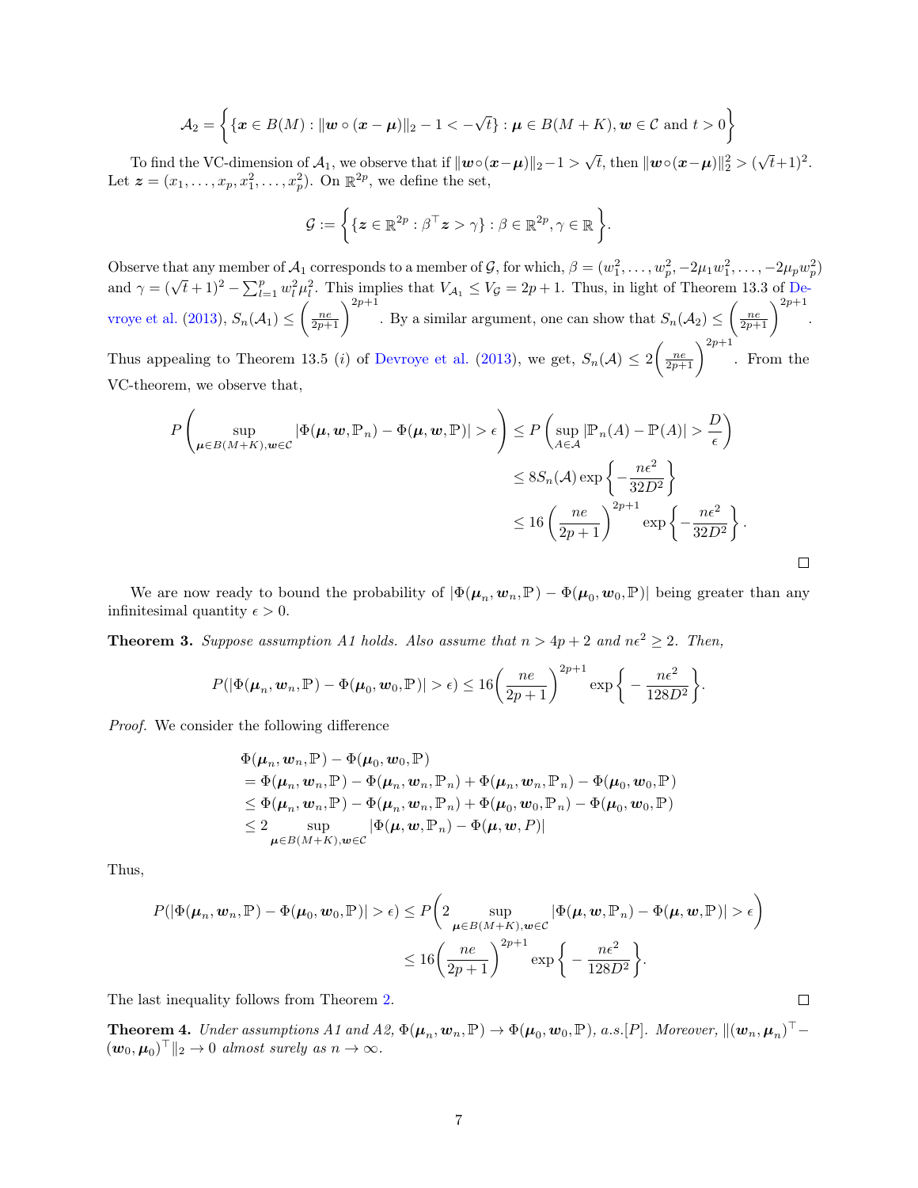$$\mathcal{A}_2 = \left\{ \{\boldsymbol{x} \in B(M) : \|\boldsymbol{w} \circ (\boldsymbol{x} - \boldsymbol{\mu})\|_2 - 1 < -\sqrt{t}\} : \boldsymbol{\mu} \in B(M+K), \boldsymbol{w} \in \mathcal{C} \text{ and } t > 0 \right\}$$

To find the VC-dimension of $\mathcal{A}_1$, we observe that if $\|\boldsymbol{w} \circ (\boldsymbol{x} - \boldsymbol{\mu})\|_2 - 1 > \sqrt{t}$, then $\|\boldsymbol{w} \circ (\boldsymbol{x} - \boldsymbol{\mu})\|_2^2 > (\sqrt{t}+1)^2$. Let $\boldsymbol{z} = (x_1, \dots, x_p, x_1^2, \dots, x_p^2)$. On $\mathbb{R}^{2p}$, we define the set,

$$\mathcal{G} := \left\{ \{\boldsymbol{z} \in \mathbb{R}^{2p} : \beta^\top \boldsymbol{z} > \gamma\} : \beta \in \mathbb{R}^{2p}, \gamma \in \mathbb{R} \right\}.$$

Observe that any member of $\mathcal{A}_1$ corresponds to a member of $\mathcal{G}$, for which, $\beta = (w_1^2, \dots, w_p^2, -2\mu_1 w_1^2, \dots, -2\mu_p w_p^2)$ and $\gamma = (\sqrt{t}+1)^2 - \sum_{l=1}^p w_l^2 \mu_l^2$. This implies that $V_{\mathcal{A}_1} \leq V_{\mathcal{G}} = 2p+1$. Thus, in light of Theorem 13.3 of Devroye et al. (2013), $S_n(\mathcal{A}_1) \leq \left(\frac{ne}{2p+1}\right)^{2p+1}$. By a similar argument, one can show that $S_n(\mathcal{A}_2) \leq \left(\frac{ne}{2p+1}\right)^{2p+1}$. Thus appealing to Theorem 13.5 (*i*) of Devroye et al. (2013), we get, $S_n(\mathcal{A}) \leq 2\left(\frac{ne}{2p+1}\right)^{2p+1}$. From the VC-theorem, we observe that,

$$\begin{aligned}
P\left( \sup_{\boldsymbol{\mu} \in B(M+K), \boldsymbol{w} \in \mathcal{C}} |\Phi(\boldsymbol{\mu}, \boldsymbol{w}, \mathbb{P}_n) - \Phi(\boldsymbol{\mu}, \boldsymbol{w}, \mathbb{P})| > \epsilon \right) &\leq P\left( \sup_{A \in \mathcal{A}} |\mathbb{P}_n(A) - \mathbb{P}(A)| > \frac{D}{\epsilon} \right) \\
&\leq 8 S_n(\mathcal{A}) \exp\left\{ -\frac{n\epsilon^2}{32D^2} \right\} \\
&\leq 16 \left( \frac{ne}{2p+1} \right)^{2p+1} \exp\left\{ -\frac{n\epsilon^2}{32D^2} \right\}.
\end{aligned}$$

□

We are now ready to bound the probability of $|\Phi(\boldsymbol{\mu}_n, \boldsymbol{w}_n, \mathbb{P}) - \Phi(\boldsymbol{\mu}_0, \boldsymbol{w}_0, \mathbb{P})|$ being greater than any infinitesimal quantity $\epsilon > 0$.

**Theorem 3.** *Suppose assumption A1 holds. Also assume that $n > 4p+2$ and $n\epsilon^2 \geq 2$. Then,*

$$P(|\Phi(\boldsymbol{\mu}_n, \boldsymbol{w}_n, \mathbb{P}) - \Phi(\boldsymbol{\mu}_0, \boldsymbol{w}_0, \mathbb{P})| > \epsilon) \leq 16 \bigg( \frac{ne}{2p+1} \bigg)^{2p+1} \exp\bigg\{ -\frac{n\epsilon^2}{128D^2} \bigg\}.$$

*Proof.* We consider the following difference

$$\begin{aligned}
&\Phi(\boldsymbol{\mu}_n, \boldsymbol{w}_n, \mathbb{P}) - \Phi(\boldsymbol{\mu}_0, \boldsymbol{w}_0, \mathbb{P}) \\
&= \Phi(\boldsymbol{\mu}_n, \boldsymbol{w}_n, \mathbb{P}) - \Phi(\boldsymbol{\mu}_n, \boldsymbol{w}_n, \mathbb{P}_n) + \Phi(\boldsymbol{\mu}_n, \boldsymbol{w}_n, \mathbb{P}_n) - \Phi(\boldsymbol{\mu}_0, \boldsymbol{w}_0, \mathbb{P}) \\
&\leq \Phi(\boldsymbol{\mu}_n, \boldsymbol{w}_n, \mathbb{P}) - \Phi(\boldsymbol{\mu}_n, \boldsymbol{w}_n, \mathbb{P}_n) + \Phi(\boldsymbol{\mu}_0, \boldsymbol{w}_0, \mathbb{P}_n) - \Phi(\boldsymbol{\mu}_0, \boldsymbol{w}_0, \mathbb{P}) \\
&\leq 2 \sup_{\boldsymbol{\mu} \in B(M+K), \boldsymbol{w} \in \mathcal{C}} |\Phi(\boldsymbol{\mu}, \boldsymbol{w}, \mathbb{P}_n) - \Phi(\boldsymbol{\mu}, \boldsymbol{w}, P)|
\end{aligned}$$

Thus,

$$\begin{aligned}
P(|\Phi(\boldsymbol{\mu}_n, \boldsymbol{w}_n, \mathbb{P}) - \Phi(\boldsymbol{\mu}_0, \boldsymbol{w}_0, \mathbb{P})| > \epsilon) &\leq P\bigg( 2 \sup_{\boldsymbol{\mu} \in B(M+K), \boldsymbol{w} \in \mathcal{C}} |\Phi(\boldsymbol{\mu}, \boldsymbol{w}, \mathbb{P}_n) - \Phi(\boldsymbol{\mu}, \boldsymbol{w}, \mathbb{P})| > \epsilon \bigg) \\
&\leq 16 \bigg( \frac{ne}{2p+1} \bigg)^{2p+1} \exp\bigg\{ -\frac{n\epsilon^2}{128D^2} \bigg\}.
\end{aligned}$$

The last inequality follows from Theorem 2.

□

**Theorem 4.** *Under assumptions A1 and A2, $\Phi(\boldsymbol{\mu}_n, \boldsymbol{w}_n, \mathbb{P}) \to \Phi(\boldsymbol{\mu}_0, \boldsymbol{w}_0, \mathbb{P})$, a.s.[$P$]. Moreover, $\|(\boldsymbol{w}_n, \boldsymbol{\mu}_n)^\top - (\boldsymbol{w}_0, \boldsymbol{\mu}_0)^\top\|_2 \to 0$ almost surely as $n \to \infty$.*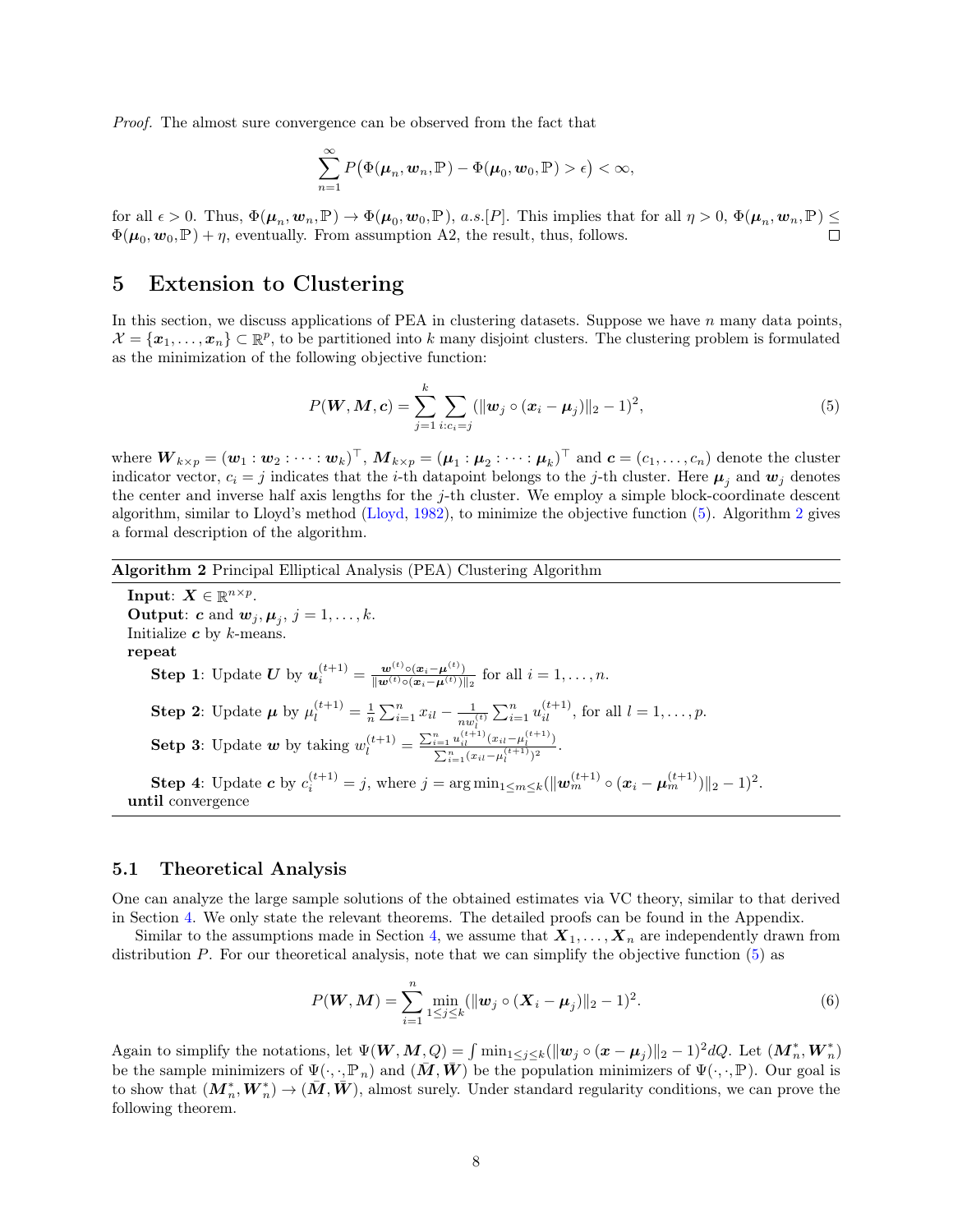*Proof.* The almost sure convergence can be observed from the fact that

$$\sum_{n=1}^{\infty} P\big(\Phi(\boldsymbol{\mu}_n, \boldsymbol{w}_n, \mathbb{P}) - \Phi(\boldsymbol{\mu}_0, \boldsymbol{w}_0, \mathbb{P}) > \epsilon\big) < \infty,$$

for all $\epsilon > 0$. Thus, $\Phi(\boldsymbol{\mu}_n, \boldsymbol{w}_n, \mathbb{P}) \to \Phi(\boldsymbol{\mu}_0, \boldsymbol{w}_0, \mathbb{P})$, $a.s.[P]$. This implies that for all $\eta > 0$, $\Phi(\boldsymbol{\mu}_n, \boldsymbol{w}_n, \mathbb{P}) \leq \Phi(\boldsymbol{\mu}_0, \boldsymbol{w}_0, \mathbb{P}) + \eta$, eventually. From assumption A2, the result, thus, follows. $\square$

## 5 Extension to Clustering

In this section, we discuss applications of PEA in clustering datasets. Suppose we have $n$ many data points, $\mathcal{X} = \{\boldsymbol{x}_1, \dots, \boldsymbol{x}_n\} \subset \mathbb{R}^p$, to be partitioned into $k$ many disjoint clusters. The clustering problem is formulated as the minimization of the following objective function:

$$P(\boldsymbol{W}, \boldsymbol{M}, \boldsymbol{c}) = \sum_{j=1}^{k} \sum_{i: c_i = j} (\|\boldsymbol{w}_j \circ (\boldsymbol{x}_i - \boldsymbol{\mu}_j)\|_2 - 1)^2, \tag{5}$$

where $\boldsymbol{W}_{k \times p} = (\boldsymbol{w}_1 : \boldsymbol{w}_2 : \dots : \boldsymbol{w}_k)^\top$, $\boldsymbol{M}_{k \times p} = (\boldsymbol{\mu}_1 : \boldsymbol{\mu}_2 : \dots : \boldsymbol{\mu}_k)^\top$ and $\boldsymbol{c} = (c_1, \dots, c_n)$ denote the cluster indicator vector, $c_i = j$ indicates that the $i$-th datapoint belongs to the $j$-th cluster. Here $\boldsymbol{\mu}_j$ and $\boldsymbol{w}_j$ denotes the center and inverse half axis lengths for the $j$-th cluster. We employ a simple block-coordinate descent algorithm, similar to Lloyd's method (Lloyd, 1982), to minimize the objective function (5). Algorithm 2 gives a formal description of the algorithm.

---

**Algorithm 2** Principal Elliptical Analysis (PEA) Clustering Algorithm

---

**Input**: $\boldsymbol{X} \in \mathbb{R}^{n \times p}$.
**Output**: $\boldsymbol{c}$ and $\boldsymbol{w}_j, \boldsymbol{\mu}_j$, $j = 1, \dots, k$.
Initialize $\boldsymbol{c}$ by $k$-means.
**repeat**

- **Step 1**: Update $\boldsymbol{U}$ by $\boldsymbol{u}_i^{(t+1)} = \frac{\boldsymbol{w}^{(t)} \circ (\boldsymbol{x}_i - \boldsymbol{\mu}^{(t)})}{\|\boldsymbol{w}^{(t)} \circ (\boldsymbol{x}_i - \boldsymbol{\mu}^{(t)})\|_2}$ for all $i = 1, \dots, n$.
- **Step 2**: Update $\boldsymbol{\mu}$ by $\mu_l^{(t+1)} = \frac{1}{n} \sum_{i=1}^{n} x_{il} - \frac{1}{n w_l^{(t)}} \sum_{i=1}^{n} u_{il}^{(t+1)}$, for all $l = 1, \dots, p$.
- **Setp 3**: Update $\boldsymbol{w}$ by taking $w_l^{(t+1)} = \frac{\sum_{i=1}^{n} u_{il}^{(t+1)} (x_{il} - \mu_l^{(t+1)})}{\sum_{i=1}^{n} (x_{il} - \mu_l^{(t+1)})^2}$.
- **Step 4**: Update $\boldsymbol{c}$ by $c_i^{(t+1)} = j$, where $j = \arg\min_{1 \leq m \leq k} (\|\boldsymbol{w}_m^{(t+1)} \circ (\boldsymbol{x}_i - \boldsymbol{\mu}_m^{(t+1)})\|_2 - 1)^2$.

**until** convergence

---

### 5.1 Theoretical Analysis

One can analyze the large sample solutions of the obtained estimates via VC theory, similar to that derived in Section 4. We only state the relevant theorems. The detailed proofs can be found in the Appendix.

Similar to the assumptions made in Section 4, we assume that $\boldsymbol{X}_1, \dots, \boldsymbol{X}_n$ are independently drawn from distribution $P$. For our theoretical analysis, note that we can simplify the objective function (5) as

$$P(\boldsymbol{W}, \boldsymbol{M}) = \sum_{i=1}^{n} \min_{1 \leq j \leq k} (\|\boldsymbol{w}_j \circ (\boldsymbol{X}_i - \boldsymbol{\mu}_j)\|_2 - 1)^2. \tag{6}$$

Again to simplify the notations, let $\Psi(\boldsymbol{W}, \boldsymbol{M}, Q) = \int \min_{1 \leq j \leq k} (\|\boldsymbol{w}_j \circ (\boldsymbol{x} - \boldsymbol{\mu}_j)\|_2 - 1)^2 dQ$. Let $(\boldsymbol{M}_n^*, \boldsymbol{W}_n^*)$ be the sample minimizers of $\Psi(\cdot, \cdot, \mathbb{P}_n)$ and $(\bar{\boldsymbol{M}}, \bar{\boldsymbol{W}})$ be the population minimizers of $\Psi(\cdot, \cdot, \mathbb{P})$. Our goal is to show that $(\boldsymbol{M}_n^*, \boldsymbol{W}_n^*) \to (\bar{\boldsymbol{M}}, \bar{\boldsymbol{W}})$, almost surely. Under standard regularity conditions, we can prove the following theorem.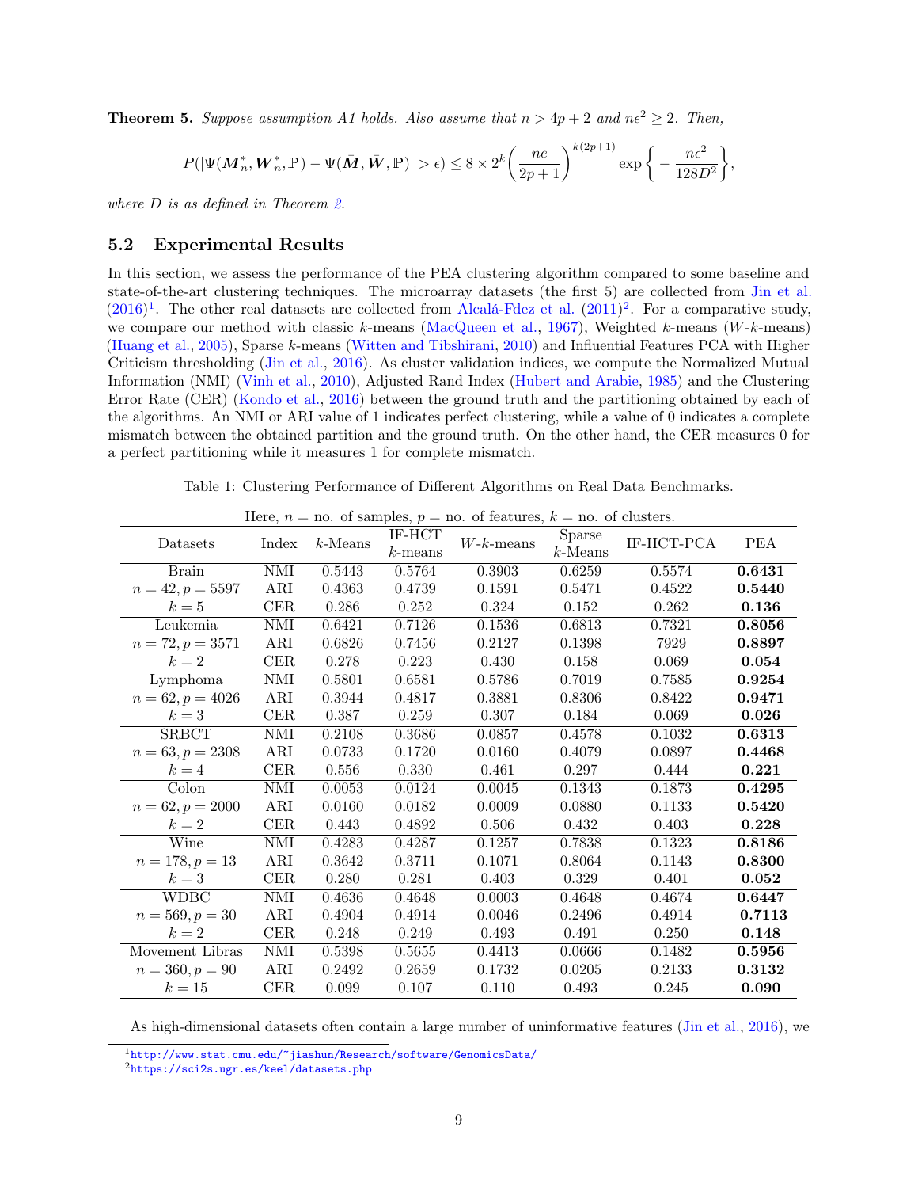**Theorem 5.** *Suppose assumption A1 holds. Also assume that $n > 4p + 2$ and $n\epsilon^2 \geq 2$. Then,*

$$P(|\Psi(\boldsymbol{M}_n^*, \boldsymbol{W}_n^*, \mathbb{P}) - \Psi(\bar{\boldsymbol{M}}, \bar{\boldsymbol{W}}, \mathbb{P})| > \epsilon) \leq 8 \times 2^k \left(\frac{ne}{2p+1}\right)^{k(2p+1)} \exp\left\{ -\frac{n\epsilon^2}{128D^2}\right\},$$

*where $D$ is as defined in Theorem 2.*

## 5.2 Experimental Results

In this section, we assess the performance of the PEA clustering algorithm compared to some baseline and state-of-the-art clustering techniques. The microarray datasets (the first 5) are collected from Jin et al. (2016)[1]. The other real datasets are collected from Alcalá-Fdez et al. (2011)[2]. For a comparative study, we compare our method with classic $k$-means (MacQueen et al., 1967), Weighted $k$-means ($W$-$k$-means) (Huang et al., 2005), Sparse $k$-means (Witten and Tibshirani, 2010) and Influential Features PCA with Higher Criticism thresholding (Jin et al., 2016). As cluster validation indices, we compute the Normalized Mutual Information (NMI) (Vinh et al., 2010), Adjusted Rand Index (Hubert and Arabie, 1985) and the Clustering Error Rate (CER) (Kondo et al., 2016) between the ground truth and the partitioning obtained by each of the algorithms. An NMI or ARI value of 1 indicates perfect clustering, while a value of 0 indicates a complete mismatch between the obtained partition and the ground truth. On the other hand, the CER measures 0 for a perfect partitioning while it measures 1 for complete mismatch.

Table 1: Clustering Performance of Different Algorithms on Real Data Benchmarks.

Here, $n$ = no. of samples, $p$ = no. of features, $k$ = no. of clusters.

| Datasets | Index | $k$-Means | IF-HCT $k$-means | $W$-$k$-means | Sparse $k$-Means | IF-HCT-PCA | PEA |
|---|---|---|---|---|---|---|---|
| Brain | NMI | 0.5443 | 0.5764 | 0.3903 | 0.6259 | 0.5574 | **0.6431** |
| $n = 42, p = 5597$ | ARI | 0.4363 | 0.4739 | 0.1591 | 0.5471 | 0.4522 | **0.5440** |
| $k = 5$ | CER | 0.286 | 0.252 | 0.324 | 0.152 | 0.262 | **0.136** |
| Leukemia | NMI | 0.6421 | 0.7126 | 0.1536 | 0.6813 | 0.7321 | **0.8056** |
| $n = 72, p = 3571$ | ARI | 0.6826 | 0.7456 | 0.2127 | 0.1398 | 7929 | **0.8897** |
| $k = 2$ | CER | 0.278 | 0.223 | 0.430 | 0.158 | 0.069 | **0.054** |
| Lymphoma | NMI | 0.5801 | 0.6581 | 0.5786 | 0.7019 | 0.7585 | **0.9254** |
| $n = 62, p = 4026$ | ARI | 0.3944 | 0.4817 | 0.3881 | 0.8306 | 0.8422 | **0.9471** |
| $k = 3$ | CER | 0.387 | 0.259 | 0.307 | 0.184 | 0.069 | **0.026** |
| SRBCT | NMI | 0.2108 | 0.3686 | 0.0857 | 0.4578 | 0.1032 | **0.6313** |
| $n = 63, p = 2308$ | ARI | 0.0733 | 0.1720 | 0.0160 | 0.4079 | 0.0897 | **0.4468** |
| $k = 4$ | CER | 0.556 | 0.330 | 0.461 | 0.297 | 0.444 | **0.221** |
| Colon | NMI | 0.0053 | 0.0124 | 0.0045 | 0.1343 | 0.1873 | **0.4295** |
| $n = 62, p = 2000$ | ARI | 0.0160 | 0.0182 | 0.0009 | 0.0880 | 0.1133 | **0.5420** |
| $k = 2$ | CER | 0.443 | 0.4892 | 0.506 | 0.432 | 0.403 | **0.228** |
| Wine | NMI | 0.4283 | 0.4287 | 0.1257 | 0.7838 | 0.1323 | **0.8186** |
| $n = 178, p = 13$ | ARI | 0.3642 | 0.3711 | 0.1071 | 0.8064 | 0.1143 | **0.8300** |
| $k = 3$ | CER | 0.280 | 0.281 | 0.403 | 0.329 | 0.401 | **0.052** |
| WDBC | NMI | 0.4636 | 0.4648 | 0.0003 | 0.4648 | 0.4674 | **0.6447** |
| $n = 569, p = 30$ | ARI | 0.4904 | 0.4914 | 0.0046 | 0.2496 | 0.4914 | **0.7113** |
| $k = 2$ | CER | 0.248 | 0.249 | 0.493 | 0.491 | 0.250 | **0.148** |
| Movement Libras | NMI | 0.5398 | 0.5655 | 0.4413 | 0.0666 | 0.1482 | **0.5956** |
| $n = 360, p = 90$ | ARI | 0.2492 | 0.2659 | 0.1732 | 0.0205 | 0.2133 | **0.3132** |
| $k = 15$ | CER | 0.099 | 0.107 | 0.110 | 0.493 | 0.245 | **0.090** |

As high-dimensional datasets often contain a large number of uninformative features (Jin et al., 2016), we

[1] http://www.stat.cmu.edu/~jiashun/Research/software/GenomicsData/

[2] https://sci2s.ugr.es/keel/datasets.php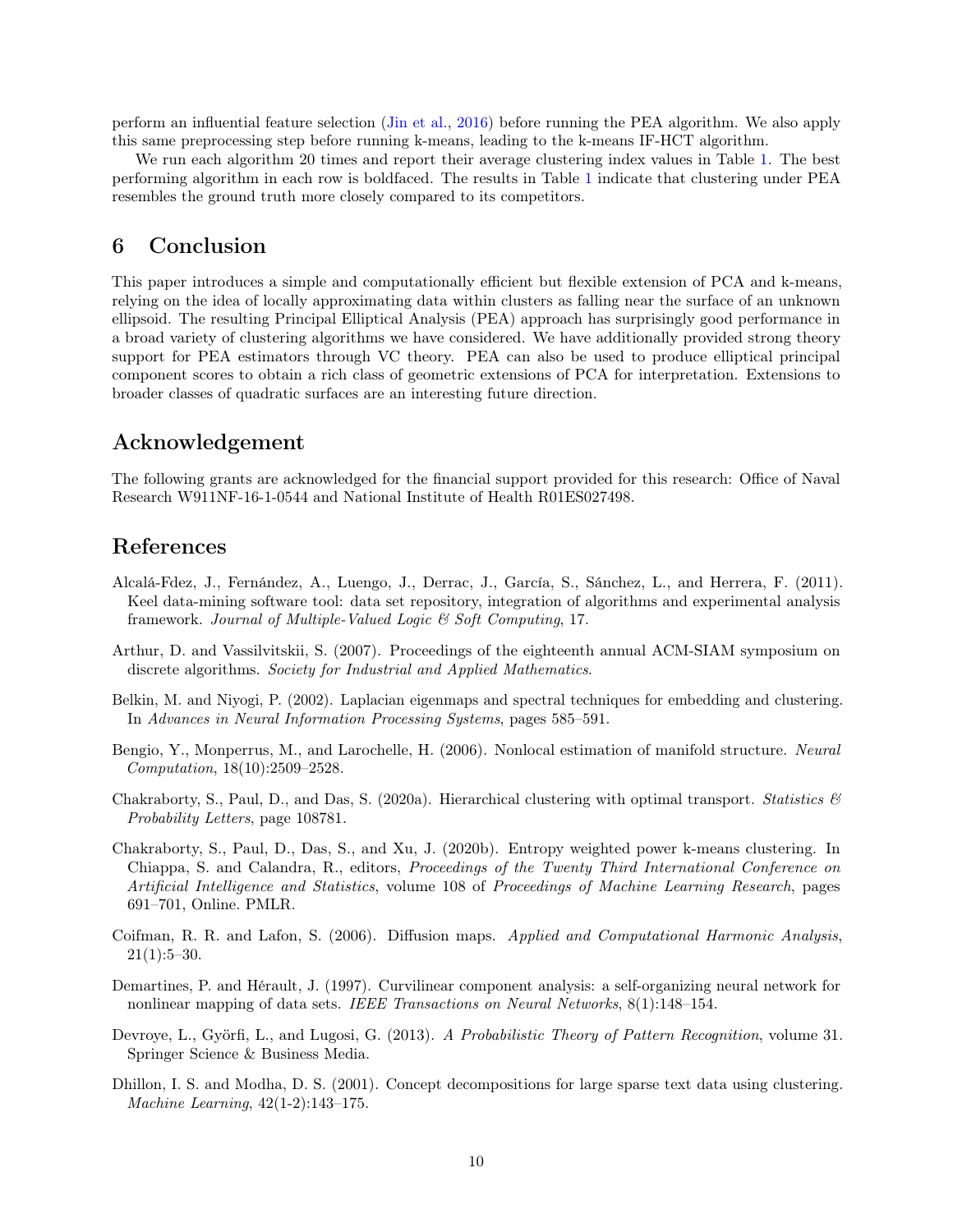perform an influential feature selection (Jin et al., 2016) before running the PEA algorithm. We also apply this same preprocessing step before running k-means, leading to the k-means IF-HCT algorithm.

We run each algorithm 20 times and report their average clustering index values in Table 1. The best performing algorithm in each row is boldfaced. The results in Table 1 indicate that clustering under PEA resembles the ground truth more closely compared to its competitors.

# 6 Conclusion

This paper introduces a simple and computationally efficient but flexible extension of PCA and k-means, relying on the idea of locally approximating data within clusters as falling near the surface of an unknown ellipsoid. The resulting Principal Elliptical Analysis (PEA) approach has surprisingly good performance in a broad variety of clustering algorithms we have considered. We have additionally provided strong theory support for PEA estimators through VC theory. PEA can also be used to produce elliptical principal component scores to obtain a rich class of geometric extensions of PCA for interpretation. Extensions to broader classes of quadratic surfaces are an interesting future direction.

# Acknowledgement

The following grants are acknowledged for the financial support provided for this research: Office of Naval Research W911NF-16-1-0544 and National Institute of Health R01ES027498.

# References

Alcalá-Fdez, J., Fernández, A., Luengo, J., Derrac, J., García, S., Sánchez, L., and Herrera, F. (2011). Keel data-mining software tool: data set repository, integration of algorithms and experimental analysis framework. *Journal of Multiple-Valued Logic & Soft Computing*, 17.

Arthur, D. and Vassilvitskii, S. (2007). Proceedings of the eighteenth annual ACM-SIAM symposium on discrete algorithms. *Society for Industrial and Applied Mathematics*.

Belkin, M. and Niyogi, P. (2002). Laplacian eigenmaps and spectral techniques for embedding and clustering. In *Advances in Neural Information Processing Systems*, pages 585–591.

Bengio, Y., Monperrus, M., and Larochelle, H. (2006). Nonlocal estimation of manifold structure. *Neural Computation*, 18(10):2509–2528.

Chakraborty, S., Paul, D., and Das, S. (2020a). Hierarchical clustering with optimal transport. *Statistics & Probability Letters*, page 108781.

Chakraborty, S., Paul, D., Das, S., and Xu, J. (2020b). Entropy weighted power k-means clustering. In Chiappa, S. and Calandra, R., editors, *Proceedings of the Twenty Third International Conference on Artificial Intelligence and Statistics*, volume 108 of *Proceedings of Machine Learning Research*, pages 691–701, Online. PMLR.

Coifman, R. R. and Lafon, S. (2006). Diffusion maps. *Applied and Computational Harmonic Analysis*, 21(1):5–30.

Demartines, P. and Hérault, J. (1997). Curvilinear component analysis: a self-organizing neural network for nonlinear mapping of data sets. *IEEE Transactions on Neural Networks*, 8(1):148–154.

Devroye, L., Györfi, L., and Lugosi, G. (2013). *A Probabilistic Theory of Pattern Recognition*, volume 31. Springer Science & Business Media.

Dhillon, I. S. and Modha, D. S. (2001). Concept decompositions for large sparse text data using clustering. *Machine Learning*, 42(1-2):143–175.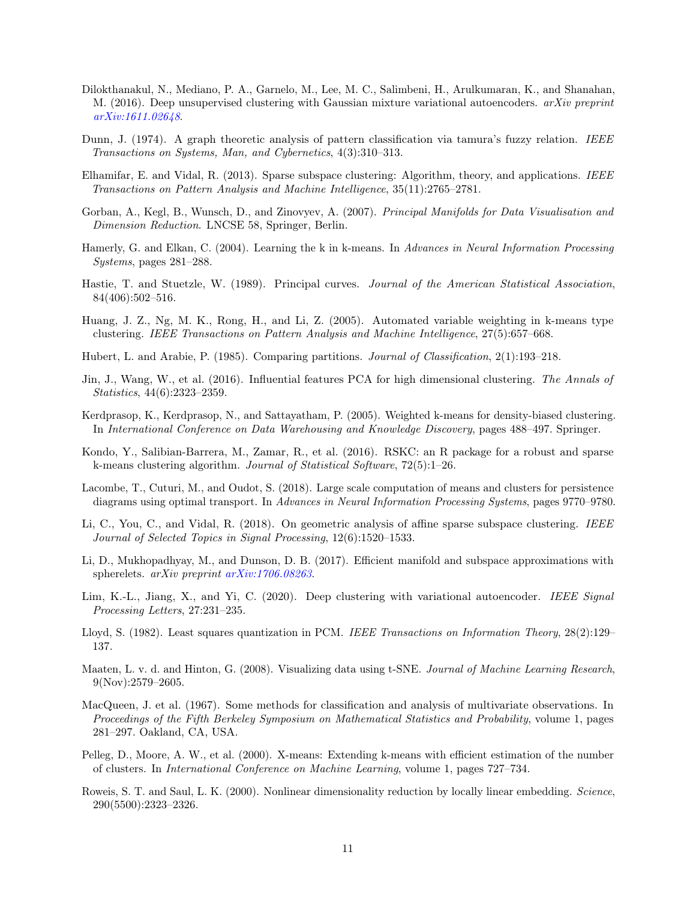Dilokthanakul, N., Mediano, P. A., Garnelo, M., Lee, M. C., Salimbeni, H., Arulkumaran, K., and Shanahan, M. (2016). Deep unsupervised clustering with Gaussian mixture variational autoencoders. *arXiv preprint arXiv:1611.02648*.

Dunn, J. (1974). A graph theoretic analysis of pattern classification via tamura's fuzzy relation. *IEEE Transactions on Systems, Man, and Cybernetics*, 4(3):310–313.

Elhamifar, E. and Vidal, R. (2013). Sparse subspace clustering: Algorithm, theory, and applications. *IEEE Transactions on Pattern Analysis and Machine Intelligence*, 35(11):2765–2781.

Gorban, A., Kegl, B., Wunsch, D., and Zinovyev, A. (2007). *Principal Manifolds for Data Visualisation and Dimension Reduction*. LNCSE 58, Springer, Berlin.

Hamerly, G. and Elkan, C. (2004). Learning the k in k-means. In *Advances in Neural Information Processing Systems*, pages 281–288.

Hastie, T. and Stuetzle, W. (1989). Principal curves. *Journal of the American Statistical Association*, 84(406):502–516.

Huang, J. Z., Ng, M. K., Rong, H., and Li, Z. (2005). Automated variable weighting in k-means type clustering. *IEEE Transactions on Pattern Analysis and Machine Intelligence*, 27(5):657–668.

Hubert, L. and Arabie, P. (1985). Comparing partitions. *Journal of Classification*, 2(1):193–218.

Jin, J., Wang, W., et al. (2016). Influential features PCA for high dimensional clustering. *The Annals of Statistics*, 44(6):2323–2359.

Kerdprasop, K., Kerdprasop, N., and Sattayatham, P. (2005). Weighted k-means for density-biased clustering. In *International Conference on Data Warehousing and Knowledge Discovery*, pages 488–497. Springer.

Kondo, Y., Salibian-Barrera, M., Zamar, R., et al. (2016). RSKC: an R package for a robust and sparse k-means clustering algorithm. *Journal of Statistical Software*, 72(5):1–26.

Lacombe, T., Cuturi, M., and Oudot, S. (2018). Large scale computation of means and clusters for persistence diagrams using optimal transport. In *Advances in Neural Information Processing Systems*, pages 9770–9780.

Li, C., You, C., and Vidal, R. (2018). On geometric analysis of affine sparse subspace clustering. *IEEE Journal of Selected Topics in Signal Processing*, 12(6):1520–1533.

Li, D., Mukhopadhyay, M., and Dunson, D. B. (2017). Efficient manifold and subspace approximations with spherelets. *arXiv preprint arXiv:1706.08263*.

Lim, K.-L., Jiang, X., and Yi, C. (2020). Deep clustering with variational autoencoder. *IEEE Signal Processing Letters*, 27:231–235.

Lloyd, S. (1982). Least squares quantization in PCM. *IEEE Transactions on Information Theory*, 28(2):129–137.

Maaten, L. v. d. and Hinton, G. (2008). Visualizing data using t-SNE. *Journal of Machine Learning Research*, 9(Nov):2579–2605.

MacQueen, J. et al. (1967). Some methods for classification and analysis of multivariate observations. In *Proceedings of the Fifth Berkeley Symposium on Mathematical Statistics and Probability*, volume 1, pages 281–297. Oakland, CA, USA.

Pelleg, D., Moore, A. W., et al. (2000). X-means: Extending k-means with efficient estimation of the number of clusters. In *International Conference on Machine Learning*, volume 1, pages 727–734.

Roweis, S. T. and Saul, L. K. (2000). Nonlinear dimensionality reduction by locally linear embedding. *Science*, 290(5500):2323–2326.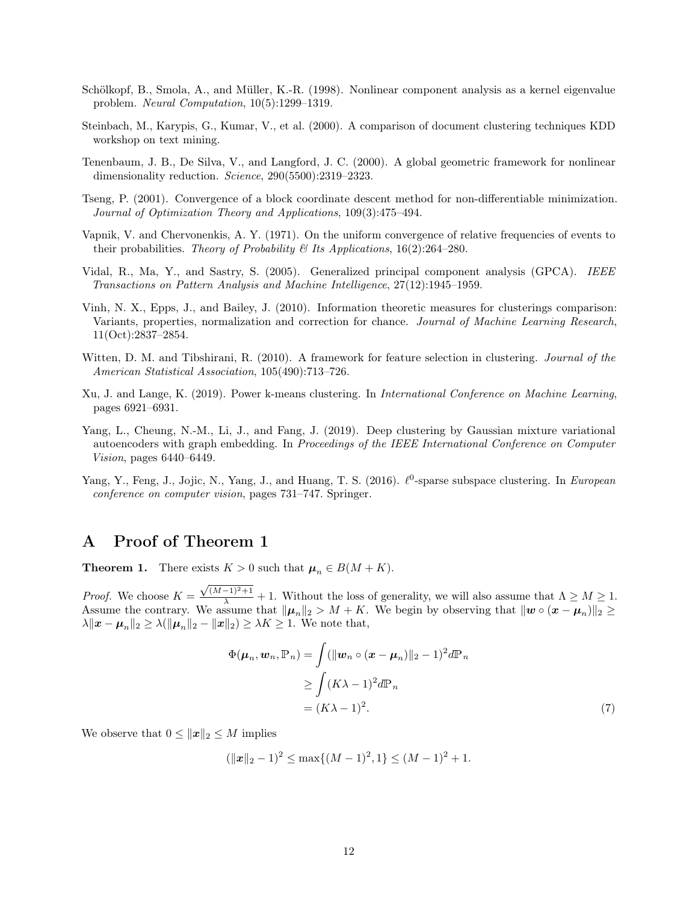Schölkopf, B., Smola, A., and Müller, K.-R. (1998). Nonlinear component analysis as a kernel eigenvalue problem. *Neural Computation*, 10(5):1299–1319.

Steinbach, M., Karypis, G., Kumar, V., et al. (2000). A comparison of document clustering techniques KDD workshop on text mining.

Tenenbaum, J. B., De Silva, V., and Langford, J. C. (2000). A global geometric framework for nonlinear dimensionality reduction. *Science*, 290(5500):2319–2323.

Tseng, P. (2001). Convergence of a block coordinate descent method for non-differentiable minimization. *Journal of Optimization Theory and Applications*, 109(3):475–494.

Vapnik, V. and Chervonenkis, A. Y. (1971). On the uniform convergence of relative frequencies of events to their probabilities. *Theory of Probability & Its Applications*, 16(2):264–280.

Vidal, R., Ma, Y., and Sastry, S. (2005). Generalized principal component analysis (GPCA). *IEEE Transactions on Pattern Analysis and Machine Intelligence*, 27(12):1945–1959.

Vinh, N. X., Epps, J., and Bailey, J. (2010). Information theoretic measures for clusterings comparison: Variants, properties, normalization and correction for chance. *Journal of Machine Learning Research*, 11(Oct):2837–2854.

Witten, D. M. and Tibshirani, R. (2010). A framework for feature selection in clustering. *Journal of the American Statistical Association*, 105(490):713–726.

Xu, J. and Lange, K. (2019). Power k-means clustering. In *International Conference on Machine Learning*, pages 6921–6931.

Yang, L., Cheung, N.-M., Li, J., and Fang, J. (2019). Deep clustering by Gaussian mixture variational autoencoders with graph embedding. In *Proceedings of the IEEE International Conference on Computer Vision*, pages 6440–6449.

Yang, Y., Feng, J., Jojic, N., Yang, J., and Huang, T. S. (2016). $\ell^0$-sparse subspace clustering. In *European conference on computer vision*, pages 731–747. Springer.

# A Proof of Theorem 1

**Theorem 1.** There exists $K > 0$ such that $\boldsymbol{\mu}_n \in B(M + K)$.

*Proof.* We choose $K = \frac{\sqrt{(M-1)^2+1}}{\lambda} + 1$. Without the loss of generality, we will also assume that $\Lambda \geq M \geq 1$. Assume the contrary. We assume that $\|\boldsymbol{\mu}_n\|_2 > M + K$. We begin by observing that $\|\boldsymbol{w} \circ (\boldsymbol{x} - \boldsymbol{\mu}_n)\|_2 \geq \lambda \|\boldsymbol{x} - \boldsymbol{\mu}_n\|_2 \geq \lambda(\|\boldsymbol{\mu}_n\|_2 - \|\boldsymbol{x}\|_2) \geq \lambda K \geq 1$. We note that,

$$
\begin{aligned}
\Phi(\boldsymbol{\mu}_n, \boldsymbol{w}_n, \mathbb{P}_n) &= \int (\|\boldsymbol{w}_n \circ (\boldsymbol{x} - \boldsymbol{\mu}_n)\|_2 - 1)^2 d\mathbb{P}_n \\
&\geq \int (K\lambda - 1)^2 d\mathbb{P}_n \\
&= (K\lambda - 1)^2.
\end{aligned} \tag{7}
$$

We observe that $0 \leq \|\boldsymbol{x}\|_2 \leq M$ implies

$$
(\|\boldsymbol{x}\|_2 - 1)^2 \leq \max\{(M-1)^2, 1\} \leq (M-1)^2 + 1.
$$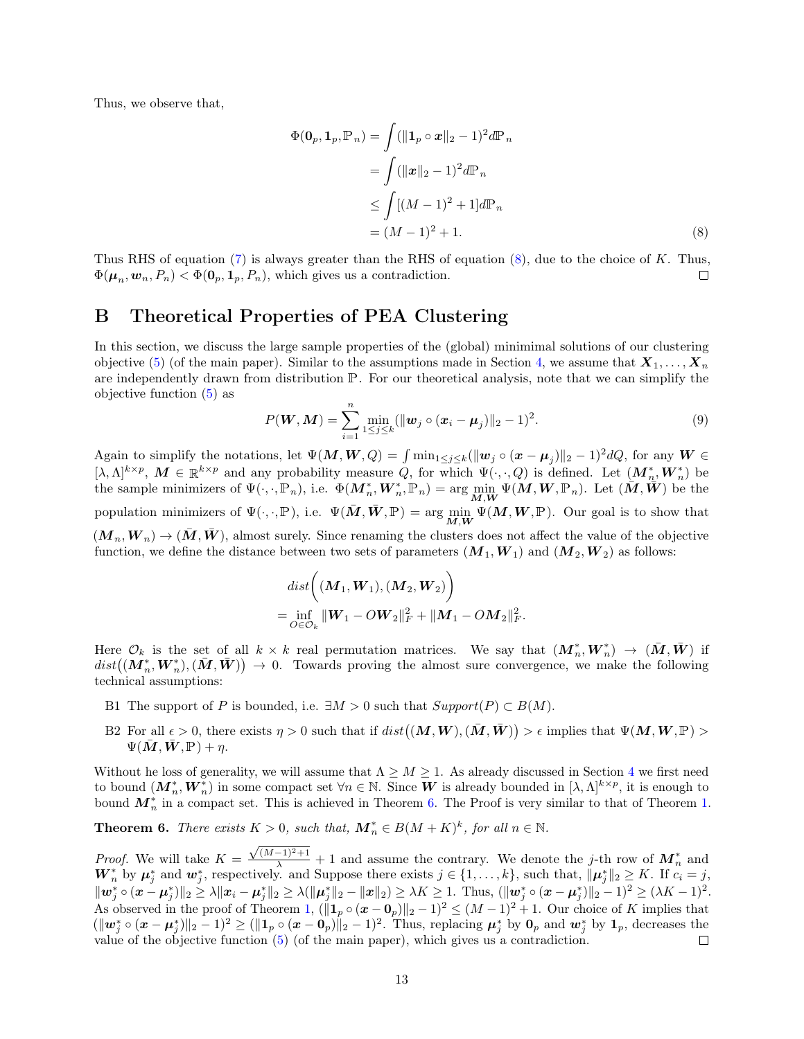Thus, we observe that,

$$
\begin{aligned}
\Phi(\mathbf{0}_p, \mathbf{1}_p, \mathbb{P}_n) &= \int (\|\mathbf{1}_p \circ \boldsymbol{x}\|_2 - 1)^2 d\mathbb{P}_n \\
&= \int (\|\boldsymbol{x}\|_2 - 1)^2 d\mathbb{P}_n \\
&\leq \int [(M-1)^2 + 1] d\mathbb{P}_n \\
&= (M-1)^2 + 1. \qquad (8)
\end{aligned}
$$

Thus RHS of equation (7) is always greater than the RHS of equation (8), due to the choice of $K$. Thus, $\Phi(\boldsymbol{\mu}_n, \boldsymbol{w}_n, P_n) < \Phi(\mathbf{0}_p, \mathbf{1}_p, P_n)$, which gives us a contradiction. ◻

# B Theoretical Properties of PEA Clustering

In this section, we discuss the large sample properties of the (global) minimimal solutions of our clustering objective (5) (of the main paper). Similar to the assumptions made in Section 4, we assume that $\boldsymbol{X}_1, \dots, \boldsymbol{X}_n$ are independently drawn from distribution $\mathbb{P}$. For our theoretical analysis, note that we can simplify the objective function (5) as

$$
P(\boldsymbol{W}, \boldsymbol{M}) = \sum_{i=1}^{n} \min_{1 \leq j \leq k} (\|\boldsymbol{w}_j \circ (\boldsymbol{x}_i - \boldsymbol{\mu}_j)\|_2 - 1)^2. \qquad (9)
$$

Again to simplify the notations, let $\Psi(\boldsymbol{M}, \boldsymbol{W}, Q) = \int \min_{1 \leq j \leq k} (\|\boldsymbol{w}_j \circ (\boldsymbol{x} - \boldsymbol{\mu}_j)\|_2 - 1)^2 dQ$, for any $\boldsymbol{W} \in [\lambda, \Lambda]^{k \times p}$, $\boldsymbol{M} \in \mathbb{R}^{k \times p}$ and any probability measure $Q$, for which $\Psi(\cdot, \cdot, Q)$ is defined. Let $(\boldsymbol{M}_n^*, \boldsymbol{W}_n^*)$ be the sample minimizers of $\Psi(\cdot, \cdot, \mathbb{P}_n)$, i.e. $\Phi(\boldsymbol{M}_n^*, \boldsymbol{W}_n^*, \mathbb{P}_n) = \arg\min_{\boldsymbol{M}, \boldsymbol{W}} \Psi(\boldsymbol{M}, \boldsymbol{W}, \mathbb{P}_n)$. Let $(\bar{\boldsymbol{M}}, \bar{\boldsymbol{W}})$ be the population minimizers of $\Psi(\cdot, \cdot, \mathbb{P})$, i.e. $\Psi(\bar{\boldsymbol{M}}, \bar{\boldsymbol{W}}, \mathbb{P}) = \arg\min_{\boldsymbol{M}, \boldsymbol{W}} \Psi(\boldsymbol{M}, \boldsymbol{W}, \mathbb{P})$. Our goal is to show that $(\boldsymbol{M}_n, \boldsymbol{W}_n) \to (\bar{\boldsymbol{M}}, \bar{\boldsymbol{W}})$, almost surely. Since renaming the clusters does not affect the value of the objective function, we define the distance between two sets of parameters $(\boldsymbol{M}_1, \boldsymbol{W}_1)$ and $(\boldsymbol{M}_2, \boldsymbol{W}_2)$ as follows:

$$
\begin{aligned}
& dist\Big((\boldsymbol{M}_1, \boldsymbol{W}_1), (\boldsymbol{M}_2, \boldsymbol{W}_2)\Big) \\
= & \inf_{O \in \mathcal{O}_k} \|\boldsymbol{W}_1 - O\boldsymbol{W}_2\|_F^2 + \|\boldsymbol{M}_1 - O\boldsymbol{M}_2\|_F^2.
\end{aligned}
$$

Here $\mathcal{O}_k$ is the set of all $k \times k$ real permutation matrices. We say that $(\boldsymbol{M}_n^*, \boldsymbol{W}_n^*) \to (\bar{\boldsymbol{M}}, \bar{\boldsymbol{W}})$ if $dist\big((\boldsymbol{M}_n^*, \boldsymbol{W}_n^*), (\bar{\boldsymbol{M}}, \bar{\boldsymbol{W}})\big) \to 0$. Towards proving the almost sure convergence, we make the following technical assumptions:

- B1 The support of $P$ is bounded, i.e. $\exists M > 0$ such that $Support(P) \subset B(M)$.
- B2 For all $\epsilon > 0$, there exists $\eta > 0$ such that if $dist\big((\boldsymbol{M}, \boldsymbol{W}), (\bar{\boldsymbol{M}}, \bar{\boldsymbol{W}})\big) > \epsilon$ implies that $\Psi(\boldsymbol{M}, \boldsymbol{W}, \mathbb{P}) > \Psi(\bar{\boldsymbol{M}}, \bar{\boldsymbol{W}}, \mathbb{P}) + \eta$.

Without he loss of generality, we will assume that $\Lambda \geq M \geq 1$. As already discussed in Section 4 we first need to bound $(\boldsymbol{M}_n^*, \boldsymbol{W}_n^*)$ in some compact set $\forall n \in \mathbb{N}$. Since $\boldsymbol{W}$ is already bounded in $[\lambda, \Lambda]^{k \times p}$, it is enough to bound $\boldsymbol{M}_n^*$ in a compact set. This is achieved in Theorem 6. The Proof is very similar to that of Theorem 1.

**Theorem 6.** *There exists $K > 0$, such that, $\boldsymbol{M}_n^* \in B(M + K)^k$, for all $n \in \mathbb{N}$.*

*Proof.* We will take $K = \frac{\sqrt{(M-1)^2+1}}{\lambda} + 1$ and assume the contrary. We denote the $j$-th row of $\boldsymbol{M}_n^*$ and $\boldsymbol{W}_n^*$ by $\boldsymbol{\mu}_j^*$ and $\boldsymbol{w}_j^*$, respectively. and Suppose there exists $j \in \{1, \dots, k\}$, such that, $\|\boldsymbol{\mu}_j^*\|_2 \geq K$. If $c_i = j$, $\|\boldsymbol{w}_j^* \circ (\boldsymbol{x} - \boldsymbol{\mu}_j^*)\|_2 \geq \lambda \|\boldsymbol{x}_i - \boldsymbol{\mu}_j^*\|_2 \geq \lambda(\|\boldsymbol{\mu}_j^*\|_2 - \|\boldsymbol{x}\|_2) \geq \lambda K \geq 1$. Thus, $(\|\boldsymbol{w}_j^* \circ (\boldsymbol{x} - \boldsymbol{\mu}_j^*)\|_2 - 1)^2 \geq (\lambda K - 1)^2$. As observed in the proof of Theorem 1, $(\|\mathbf{1}_p \circ (\boldsymbol{x} - \mathbf{0}_p)\|_2 - 1)^2 \leq (M-1)^2 + 1$. Our choice of $K$ implies that $(\|\boldsymbol{w}_j^* \circ (\boldsymbol{x} - \boldsymbol{\mu}_j^*)\|_2 - 1)^2 \geq (\|\mathbf{1}_p \circ (\boldsymbol{x} - \mathbf{0}_p)\|_2 - 1)^2$. Thus, replacing $\boldsymbol{\mu}_j^*$ by $\mathbf{0}_p$ and $\boldsymbol{w}_j^*$ by $\mathbf{1}_p$, decreases the value of the objective function (5) (of the main paper), which gives us a contradiction. ◻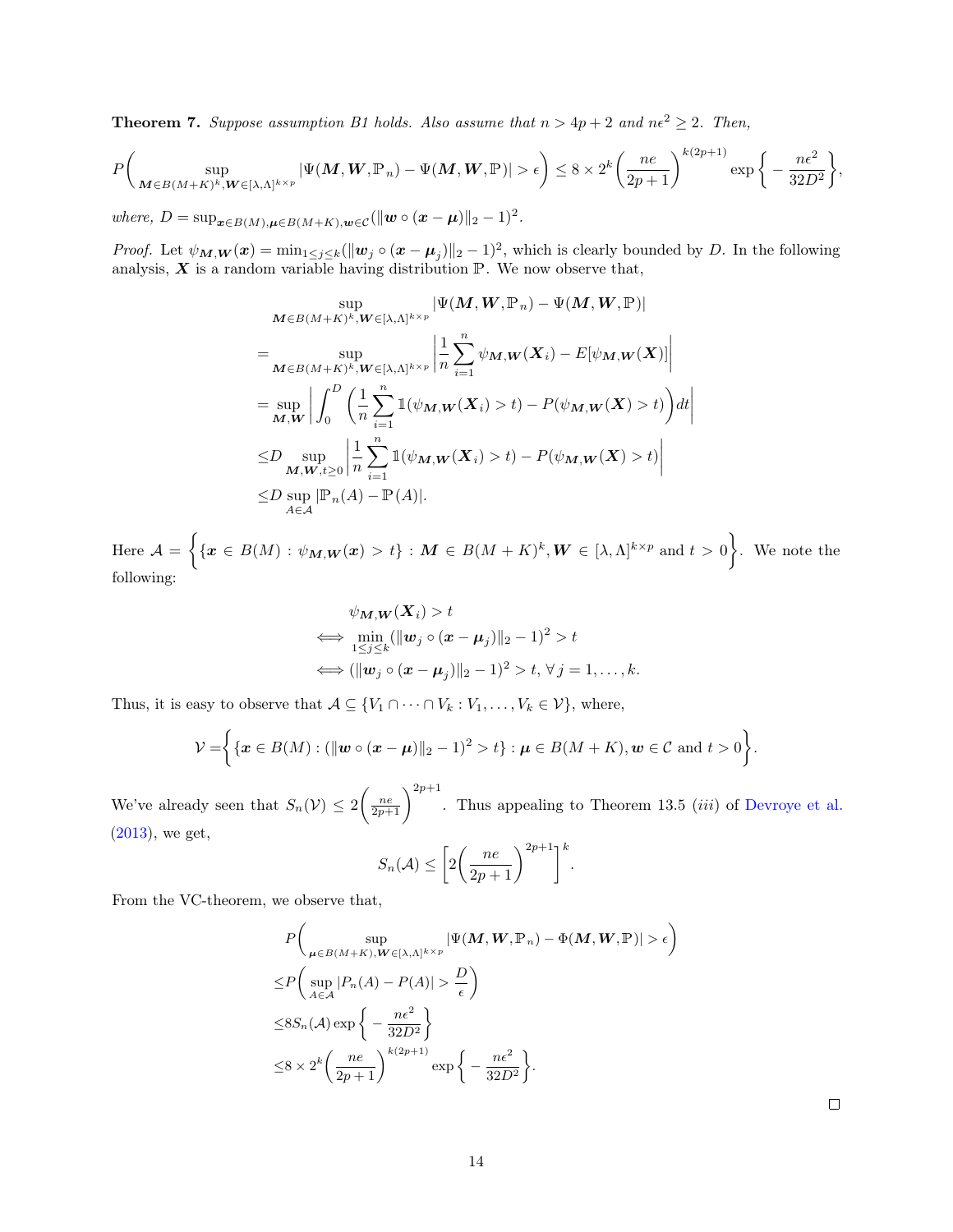**Theorem 7.** *Suppose assumption B1 holds. Also assume that $n > 4p+2$ and $n\epsilon^2 \geq 2$. Then,*

$$P\bigg( \sup_{\boldsymbol{M} \in B(M+K)^k, \boldsymbol{W} \in [\lambda, \Lambda]^{k \times p}} |\Psi(\boldsymbol{M}, \boldsymbol{W}, \mathbb{P}_n) - \Psi(\boldsymbol{M}, \boldsymbol{W}, \mathbb{P})| > \epsilon \bigg) \leq 8 \times 2^k \bigg( \frac{ne}{2p+1} \bigg)^{k(2p+1)} \exp\bigg\{ -\frac{n\epsilon^2}{32D^2} \bigg\},$$

*where,* $D = \sup_{\boldsymbol{x} \in B(M), \boldsymbol{\mu} \in B(M+K), \boldsymbol{w} \in \mathcal{C}} (\|\boldsymbol{w} \circ (\boldsymbol{x} - \boldsymbol{\mu})\|_2 - 1)^2$.

*Proof.* Let $\psi_{\boldsymbol{M},\boldsymbol{W}}(\boldsymbol{x}) = \min_{1 \leq j \leq k} (\|\boldsymbol{w}_j \circ (\boldsymbol{x} - \boldsymbol{\mu}_j)\|_2 - 1)^2$, which is clearly bounded by $D$. In the following analysis, $\boldsymbol{X}$ is a random variable having distribution $\mathbb{P}$. We now observe that,

$$\begin{aligned}
&\sup_{\boldsymbol{M} \in B(M+K)^k, \boldsymbol{W} \in [\lambda, \Lambda]^{k \times p}} |\Psi(\boldsymbol{M}, \boldsymbol{W}, \mathbb{P}_n) - \Psi(\boldsymbol{M}, \boldsymbol{W}, \mathbb{P})| \\
=& \sup_{\boldsymbol{M} \in B(M+K)^k, \boldsymbol{W} \in [\lambda, \Lambda]^{k \times p}} \bigg| \frac{1}{n} \sum_{i=1}^n \psi_{\boldsymbol{M},\boldsymbol{W}}(\boldsymbol{X}_i) - E[\psi_{\boldsymbol{M},\boldsymbol{W}}(\boldsymbol{X})] \bigg| \\
=& \sup_{\boldsymbol{M},\boldsymbol{W}} \bigg| \int_0^D \bigg( \frac{1}{n} \sum_{i=1}^n \mathbb{1}(\psi_{\boldsymbol{M},\boldsymbol{W}}(\boldsymbol{X}_i) > t) - P(\psi_{\boldsymbol{M},\boldsymbol{W}}(\boldsymbol{X}) > t) \bigg) dt \bigg| \\
\leq& D \sup_{\boldsymbol{M},\boldsymbol{W}, t \geq 0} \bigg| \frac{1}{n} \sum_{i=1}^n \mathbb{1}(\psi_{\boldsymbol{M},\boldsymbol{W}}(\boldsymbol{X}_i) > t) - P(\psi_{\boldsymbol{M},\boldsymbol{W}}(\boldsymbol{X}) > t) \bigg| \\
\leq& D \sup_{A \in \mathcal{A}} |\mathbb{P}_n(A) - \mathbb{P}(A)|.
\end{aligned}$$

Here $\mathcal{A} = \bigg\{ \{\boldsymbol{x} \in B(M) : \psi_{\boldsymbol{M},\boldsymbol{W}}(\boldsymbol{x}) > t\} : \boldsymbol{M} \in B(M+K)^k, \boldsymbol{W} \in [\lambda, \Lambda]^{k \times p} \text{ and } t > 0 \bigg\}$. We note the following:

$$\begin{aligned}
& \psi_{\boldsymbol{M},\boldsymbol{W}}(\boldsymbol{X}_i) > t \\
\iff & \min_{1 \leq j \leq k} (\|\boldsymbol{w}_j \circ (\boldsymbol{x} - \boldsymbol{\mu}_j)\|_2 - 1)^2 > t \\
\iff & (\|\boldsymbol{w}_j \circ (\boldsymbol{x} - \boldsymbol{\mu}_j)\|_2 - 1)^2 > t, \; \forall \, j = 1, \dots, k.
\end{aligned}$$

Thus, it is easy to observe that $\mathcal{A} \subseteq \{V_1 \cap \dots \cap V_k : V_1, \dots, V_k \in \mathcal{V}\}$, where,

$$\mathcal{V} = \bigg\{ \{\boldsymbol{x} \in B(M) : (\|\boldsymbol{w} \circ (\boldsymbol{x} - \boldsymbol{\mu})\|_2 - 1)^2 > t\} : \boldsymbol{\mu} \in B(M+K), \boldsymbol{w} \in \mathcal{C} \text{ and } t > 0 \bigg\}.$$

We've already seen that $S_n(\mathcal{V}) \leq 2\bigg(\frac{ne}{2p+1}\bigg)^{2p+1}$. Thus appealing to Theorem 13.5 $(iii)$ of Devroye et al. (2013), we get,

$$S_n(\mathcal{A}) \leq \bigg[ 2\bigg( \frac{ne}{2p+1} \bigg)^{2p+1} \bigg]^k.$$

From the VC-theorem, we observe that,

$$\begin{aligned}
& P\bigg( \sup_{\boldsymbol{\mu} \in B(M+K), \boldsymbol{W} \in [\lambda, \Lambda]^{k \times p}} |\Psi(\boldsymbol{M}, \boldsymbol{W}, \mathbb{P}_n) - \Phi(\boldsymbol{M}, \boldsymbol{W}, \mathbb{P})| > \epsilon \bigg) \\
\leq & P\bigg( \sup_{A \in \mathcal{A}} |P_n(A) - P(A)| > \frac{D}{\epsilon} \bigg) \\
\leq & 8 S_n(\mathcal{A}) \exp\bigg\{ -\frac{n\epsilon^2}{32D^2} \bigg\} \\
\leq & 8 \times 2^k \bigg( \frac{ne}{2p+1} \bigg)^{k(2p+1)} \exp\bigg\{ -\frac{n\epsilon^2}{32D^2} \bigg\}.
\end{aligned}$$

$\square$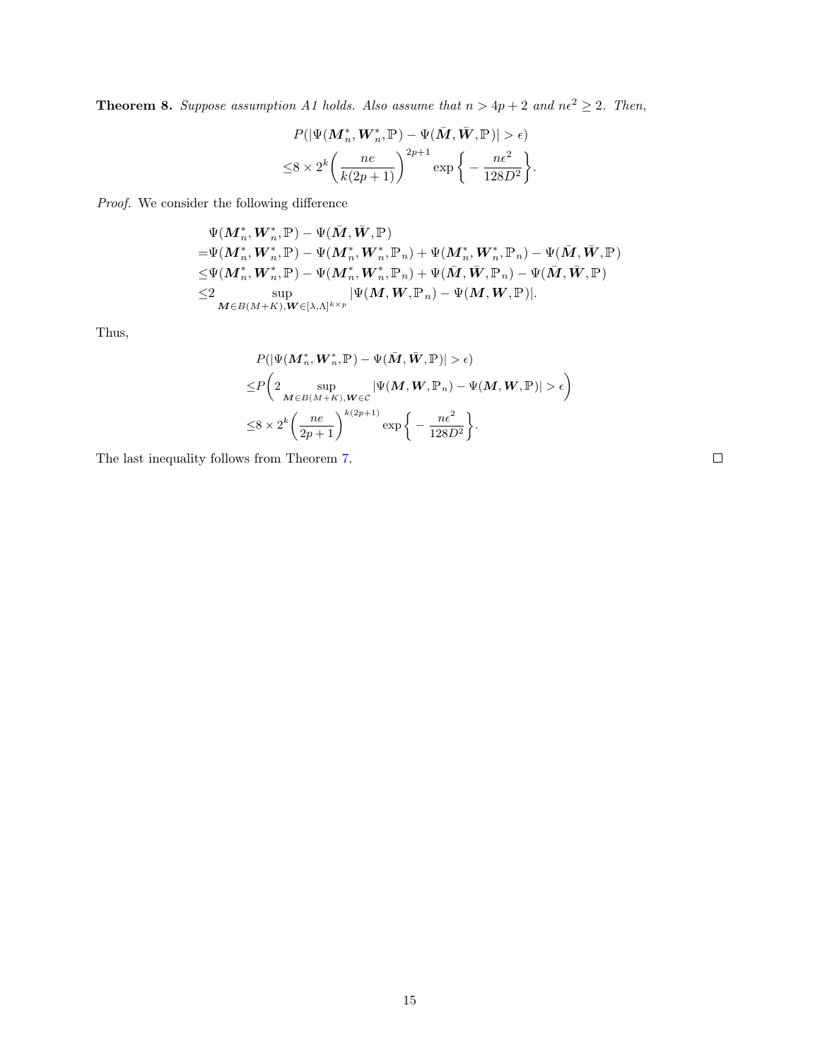**Theorem 8.** *Suppose assumption A1 holds. Also assume that $n > 4p + 2$ and $n\epsilon^2 \geq 2$. Then,*

$$
\begin{aligned}
&P(|\Psi(\boldsymbol{M}_n^*, \boldsymbol{W}_n^*, \mathbb{P}) - \Psi(\bar{\boldsymbol{M}}, \bar{\boldsymbol{W}}, \mathbb{P})| > \epsilon) \\
\leq& 8 \times 2^k \bigg( \frac{ne}{k(2p+1)} \bigg)^{2p+1} \exp\bigg\{ - \frac{n\epsilon^2}{128D^2} \bigg\}.
\end{aligned}
$$

*Proof.* We consider the following difference

$$
\begin{aligned}
&\Psi(\boldsymbol{M}_n^*, \boldsymbol{W}_n^*, \mathbb{P}) - \Psi(\bar{\boldsymbol{M}}, \bar{\boldsymbol{W}}, \mathbb{P}) \\
=&\Psi(\boldsymbol{M}_n^*, \boldsymbol{W}_n^*, \mathbb{P}) - \Psi(\boldsymbol{M}_n^*, \boldsymbol{W}_n^*, \mathbb{P}_n) + \Psi(\boldsymbol{M}_n^*, \boldsymbol{W}_n^*, \mathbb{P}_n) - \Psi(\bar{\boldsymbol{M}}, \bar{\boldsymbol{W}}, \mathbb{P}) \\
\leq&\Psi(\boldsymbol{M}_n^*, \boldsymbol{W}_n^*, \mathbb{P}) - \Psi(\boldsymbol{M}_n^*, \boldsymbol{W}_n^*, \mathbb{P}_n) + \Psi(\bar{\boldsymbol{M}}, \bar{\boldsymbol{W}}, \mathbb{P}_n) - \Psi(\bar{\boldsymbol{M}}, \bar{\boldsymbol{W}}, \mathbb{P}) \\
\leq&2 \sup_{\boldsymbol{M} \in B(M+K), \boldsymbol{W} \in [\lambda, \Lambda]^{k \times p}} |\Psi(\boldsymbol{M}, \boldsymbol{W}, \mathbb{P}_n) - \Psi(\boldsymbol{M}, \boldsymbol{W}, \mathbb{P})|.
\end{aligned}
$$

Thus,

$$
\begin{aligned}
&P(|\Psi(\boldsymbol{M}_n^*, \boldsymbol{W}_n^*, \mathbb{P}) - \Psi(\bar{\boldsymbol{M}}, \bar{\boldsymbol{W}}, \mathbb{P})| > \epsilon) \\
\leq& P\bigg( 2 \sup_{\boldsymbol{M} \in B(M+K), \boldsymbol{W} \in \mathcal{C}} |\Psi(\boldsymbol{M}, \boldsymbol{W}, \mathbb{P}_n) - \Psi(\boldsymbol{M}, \boldsymbol{W}, \mathbb{P})| > \epsilon \bigg) \\
\leq& 8 \times 2^k \bigg( \frac{ne}{2p+1} \bigg)^{k(2p+1)} \exp\bigg\{ - \frac{n\epsilon^2}{128D^2} \bigg\}.
\end{aligned}
$$

The last inequality follows from Theorem 7. $\square$